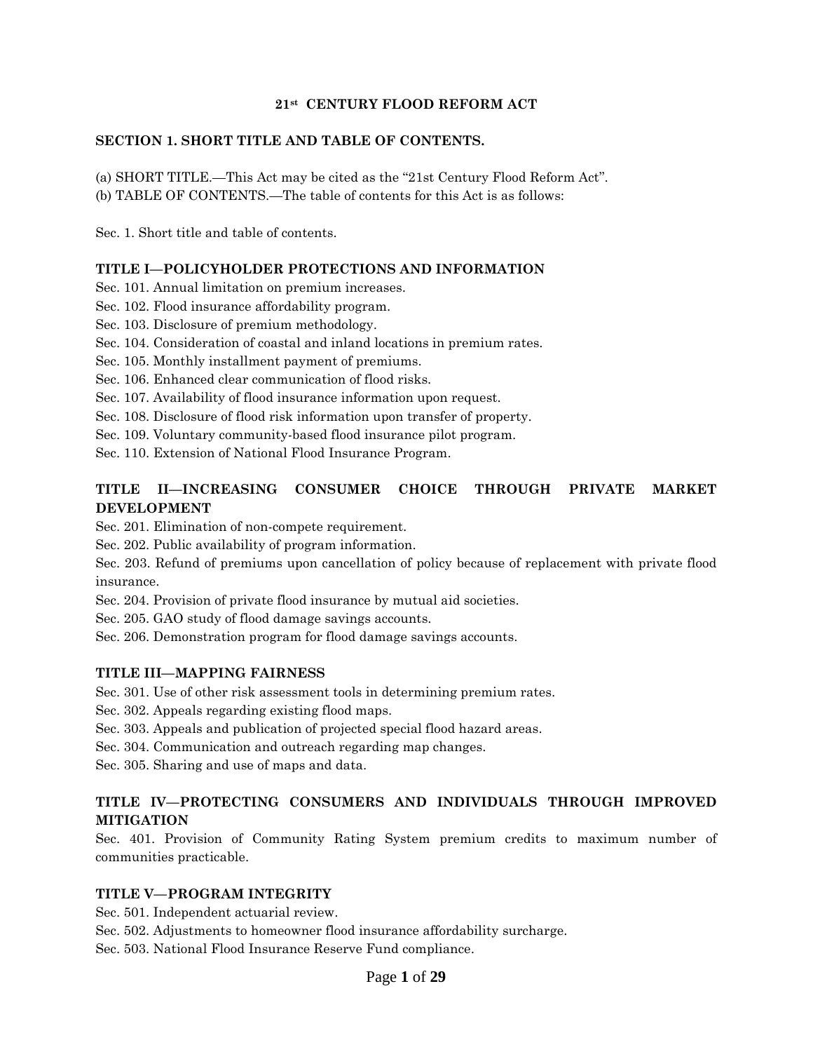# 21st CENTURY FLOOD REFORM ACT

## SECTION 1. SHORT TITLE AND TABLE OF CONTENTS.

(a) SHORT TITLE.—This Act may be cited as the "21st Century Flood Reform Act".
(b) TABLE OF CONTENTS.—The table of contents for this Act is as follows:

Sec. 1. Short title and table of contents.

### TITLE I—POLICYHOLDER PROTECTIONS AND INFORMATION

Sec. 101. Annual limitation on premium increases.
Sec. 102. Flood insurance affordability program.
Sec. 103. Disclosure of premium methodology.
Sec. 104. Consideration of coastal and inland locations in premium rates.
Sec. 105. Monthly installment payment of premiums.
Sec. 106. Enhanced clear communication of flood risks.
Sec. 107. Availability of flood insurance information upon request.
Sec. 108. Disclosure of flood risk information upon transfer of property.
Sec. 109. Voluntary community-based flood insurance pilot program.
Sec. 110. Extension of National Flood Insurance Program.

### TITLE II—INCREASING CONSUMER CHOICE THROUGH PRIVATE MARKET DEVELOPMENT

Sec. 201. Elimination of non-compete requirement.
Sec. 202. Public availability of program information.
Sec. 203. Refund of premiums upon cancellation of policy because of replacement with private flood insurance.
Sec. 204. Provision of private flood insurance by mutual aid societies.
Sec. 205. GAO study of flood damage savings accounts.
Sec. 206. Demonstration program for flood damage savings accounts.

### TITLE III—MAPPING FAIRNESS

Sec. 301. Use of other risk assessment tools in determining premium rates.
Sec. 302. Appeals regarding existing flood maps.
Sec. 303. Appeals and publication of projected special flood hazard areas.
Sec. 304. Communication and outreach regarding map changes.
Sec. 305. Sharing and use of maps and data.

### TITLE IV—PROTECTING CONSUMERS AND INDIVIDUALS THROUGH IMPROVED MITIGATION

Sec. 401. Provision of Community Rating System premium credits to maximum number of communities practicable.

### TITLE V—PROGRAM INTEGRITY

Sec. 501. Independent actuarial review.
Sec. 502. Adjustments to homeowner flood insurance affordability surcharge.
Sec. 503. National Flood Insurance Reserve Fund compliance.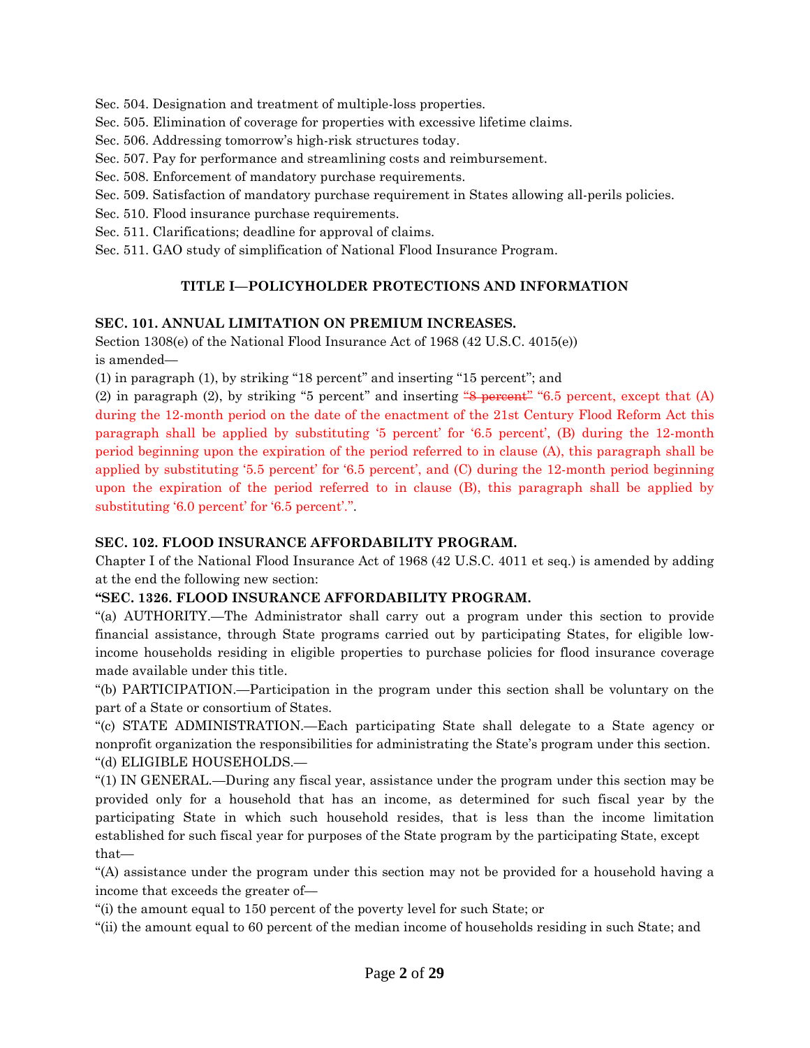Sec. 504. Designation and treatment of multiple-loss properties.
Sec. 505. Elimination of coverage for properties with excessive lifetime claims.
Sec. 506. Addressing tomorrow's high-risk structures today.
Sec. 507. Pay for performance and streamlining costs and reimbursement.
Sec. 508. Enforcement of mandatory purchase requirements.
Sec. 509. Satisfaction of mandatory purchase requirement in States allowing all-perils policies.
Sec. 510. Flood insurance purchase requirements.
Sec. 511. Clarifications; deadline for approval of claims.
Sec. 511. GAO study of simplification of National Flood Insurance Program.

## TITLE I—POLICYHOLDER PROTECTIONS AND INFORMATION

**SEC. 101. ANNUAL LIMITATION ON PREMIUM INCREASES.**

Section 1308(e) of the National Flood Insurance Act of 1968 (42 U.S.C. 4015(e)) is amended—

(1) in paragraph (1), by striking "18 percent" and inserting "15 percent"; and

(2) in paragraph (2), by striking "5 percent" and inserting ~~"8 percent"~~ "6.5 percent, except that (A) during the 12-month period on the date of the enactment of the 21st Century Flood Reform Act this paragraph shall be applied by substituting '5 percent' for '6.5 percent', (B) during the 12-month period beginning upon the expiration of the period referred to in clause (A), this paragraph shall be applied by substituting '5.5 percent' for '6.5 percent', and (C) during the 12-month period beginning upon the expiration of the period referred to in clause (B), this paragraph shall be applied by substituting '6.0 percent' for '6.5 percent'.".

**SEC. 102. FLOOD INSURANCE AFFORDABILITY PROGRAM.**

Chapter I of the National Flood Insurance Act of 1968 (42 U.S.C. 4011 et seq.) is amended by adding at the end the following new section:

**"SEC. 1326. FLOOD INSURANCE AFFORDABILITY PROGRAM.**

"(a) AUTHORITY.—The Administrator shall carry out a program under this section to provide financial assistance, through State programs carried out by participating States, for eligible low-income households residing in eligible properties to purchase policies for flood insurance coverage made available under this title.

"(b) PARTICIPATION.—Participation in the program under this section shall be voluntary on the part of a State or consortium of States.

"(c) STATE ADMINISTRATION.—Each participating State shall delegate to a State agency or nonprofit organization the responsibilities for administrating the State's program under this section.

"(d) ELIGIBLE HOUSEHOLDS.—

"(1) IN GENERAL.—During any fiscal year, assistance under the program under this section may be provided only for a household that has an income, as determined for such fiscal year by the participating State in which such household resides, that is less than the income limitation established for such fiscal year for purposes of the State program by the participating State, except that—

"(A) assistance under the program under this section may not be provided for a household having a income that exceeds the greater of—

"(i) the amount equal to 150 percent of the poverty level for such State; or

"(ii) the amount equal to 60 percent of the median income of households residing in such State; and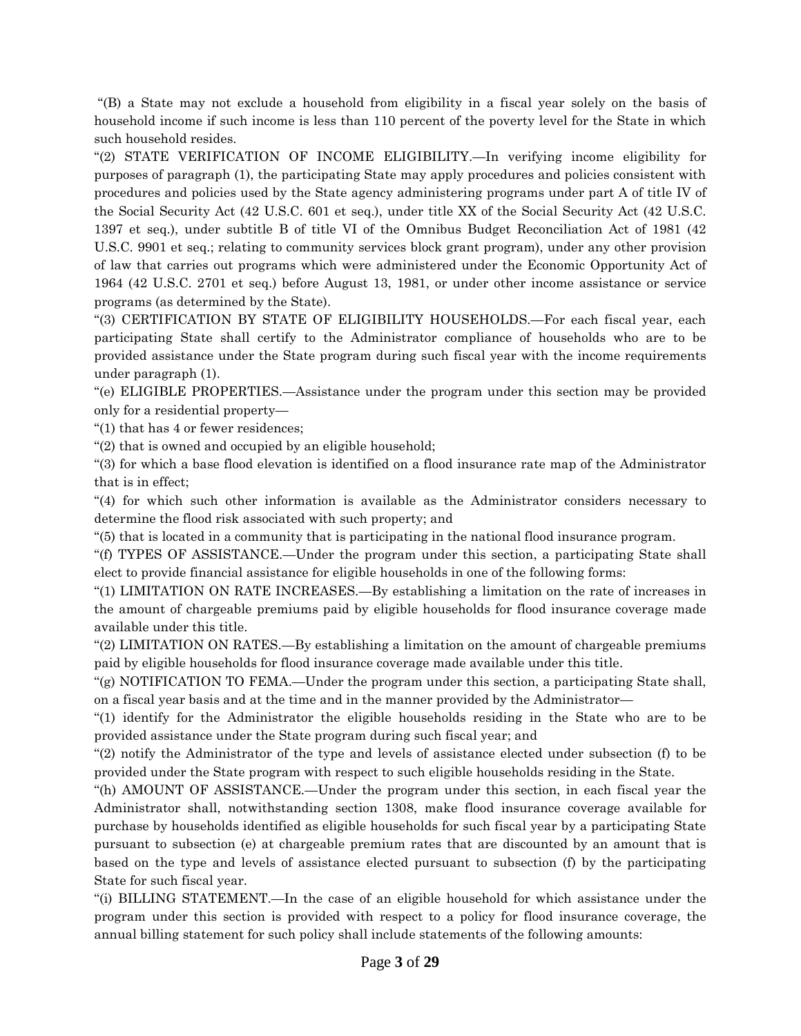"(B) a State may not exclude a household from eligibility in a fiscal year solely on the basis of household income if such income is less than 110 percent of the poverty level for the State in which such household resides.

"(2) STATE VERIFICATION OF INCOME ELIGIBILITY.—In verifying income eligibility for purposes of paragraph (1), the participating State may apply procedures and policies consistent with procedures and policies used by the State agency administering programs under part A of title IV of the Social Security Act (42 U.S.C. 601 et seq.), under title XX of the Social Security Act (42 U.S.C. 1397 et seq.), under subtitle B of title VI of the Omnibus Budget Reconciliation Act of 1981 (42 U.S.C. 9901 et seq.; relating to community services block grant program), under any other provision of law that carries out programs which were administered under the Economic Opportunity Act of 1964 (42 U.S.C. 2701 et seq.) before August 13, 1981, or under other income assistance or service programs (as determined by the State).

"(3) CERTIFICATION BY STATE OF ELIGIBILITY HOUSEHOLDS.—For each fiscal year, each participating State shall certify to the Administrator compliance of households who are to be provided assistance under the State program during such fiscal year with the income requirements under paragraph (1).

"(e) ELIGIBLE PROPERTIES.—Assistance under the program under this section may be provided only for a residential property—

"(1) that has 4 or fewer residences;

"(2) that is owned and occupied by an eligible household;

"(3) for which a base flood elevation is identified on a flood insurance rate map of the Administrator that is in effect;

"(4) for which such other information is available as the Administrator considers necessary to determine the flood risk associated with such property; and

"(5) that is located in a community that is participating in the national flood insurance program.

"(f) TYPES OF ASSISTANCE.—Under the program under this section, a participating State shall elect to provide financial assistance for eligible households in one of the following forms:

"(1) LIMITATION ON RATE INCREASES.—By establishing a limitation on the rate of increases in the amount of chargeable premiums paid by eligible households for flood insurance coverage made available under this title.

"(2) LIMITATION ON RATES.—By establishing a limitation on the amount of chargeable premiums paid by eligible households for flood insurance coverage made available under this title.

"(g) NOTIFICATION TO FEMA.—Under the program under this section, a participating State shall, on a fiscal year basis and at the time and in the manner provided by the Administrator—

"(1) identify for the Administrator the eligible households residing in the State who are to be provided assistance under the State program during such fiscal year; and

"(2) notify the Administrator of the type and levels of assistance elected under subsection (f) to be provided under the State program with respect to such eligible households residing in the State.

"(h) AMOUNT OF ASSISTANCE.—Under the program under this section, in each fiscal year the Administrator shall, notwithstanding section 1308, make flood insurance coverage available for purchase by households identified as eligible households for such fiscal year by a participating State pursuant to subsection (e) at chargeable premium rates that are discounted by an amount that is based on the type and levels of assistance elected pursuant to subsection (f) by the participating State for such fiscal year.

"(i) BILLING STATEMENT.—In the case of an eligible household for which assistance under the program under this section is provided with respect to a policy for flood insurance coverage, the annual billing statement for such policy shall include statements of the following amounts: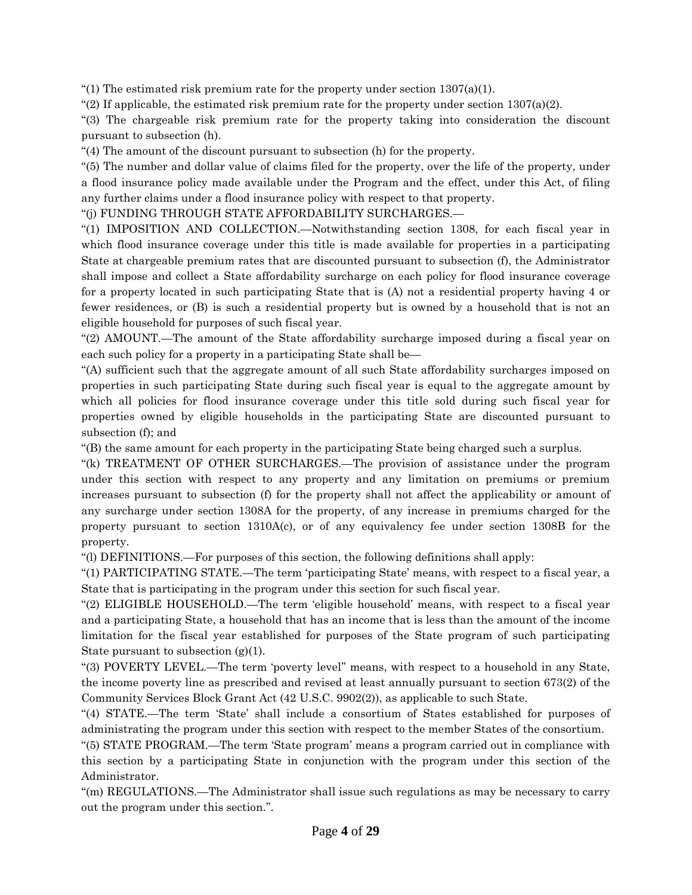"(1) The estimated risk premium rate for the property under section 1307(a)(1).

"(2) If applicable, the estimated risk premium rate for the property under section 1307(a)(2).

"(3) The chargeable risk premium rate for the property taking into consideration the discount pursuant to subsection (h).

"(4) The amount of the discount pursuant to subsection (h) for the property.

"(5) The number and dollar value of claims filed for the property, over the life of the property, under a flood insurance policy made available under the Program and the effect, under this Act, of filing any further claims under a flood insurance policy with respect to that property.

"(j) FUNDING THROUGH STATE AFFORDABILITY SURCHARGES.—

"(1) IMPOSITION AND COLLECTION.—Notwithstanding section 1308, for each fiscal year in which flood insurance coverage under this title is made available for properties in a participating State at chargeable premium rates that are discounted pursuant to subsection (f), the Administrator shall impose and collect a State affordability surcharge on each policy for flood insurance coverage for a property located in such participating State that is (A) not a residential property having 4 or fewer residences, or (B) is such a residential property but is owned by a household that is not an eligible household for purposes of such fiscal year.

"(2) AMOUNT.—The amount of the State affordability surcharge imposed during a fiscal year on each such policy for a property in a participating State shall be—

"(A) sufficient such that the aggregate amount of all such State affordability surcharges imposed on properties in such participating State during such fiscal year is equal to the aggregate amount by which all policies for flood insurance coverage under this title sold during such fiscal year for properties owned by eligible households in the participating State are discounted pursuant to subsection (f); and

"(B) the same amount for each property in the participating State being charged such a surplus.

"(k) TREATMENT OF OTHER SURCHARGES.—The provision of assistance under the program under this section with respect to any property and any limitation on premiums or premium increases pursuant to subsection (f) for the property shall not affect the applicability or amount of any surcharge under section 1308A for the property, of any increase in premiums charged for the property pursuant to section 1310A(c), or of any equivalency fee under section 1308B for the property.

"(l) DEFINITIONS.—For purposes of this section, the following definitions shall apply:

"(1) PARTICIPATING STATE.—The term 'participating State' means, with respect to a fiscal year, a State that is participating in the program under this section for such fiscal year.

"(2) ELIGIBLE HOUSEHOLD.—The term 'eligible household' means, with respect to a fiscal year and a participating State, a household that has an income that is less than the amount of the income limitation for the fiscal year established for purposes of the State program of such participating State pursuant to subsection (g)(1).

"(3) POVERTY LEVEL.—The term 'poverty level" means, with respect to a household in any State, the income poverty line as prescribed and revised at least annually pursuant to section 673(2) of the Community Services Block Grant Act (42 U.S.C. 9902(2)), as applicable to such State.

"(4) STATE.—The term 'State' shall include a consortium of States established for purposes of administrating the program under this section with respect to the member States of the consortium.

"(5) STATE PROGRAM.—The term 'State program' means a program carried out in compliance with this section by a participating State in conjunction with the program under this section of the Administrator.

"(m) REGULATIONS.—The Administrator shall issue such regulations as may be necessary to carry out the program under this section.".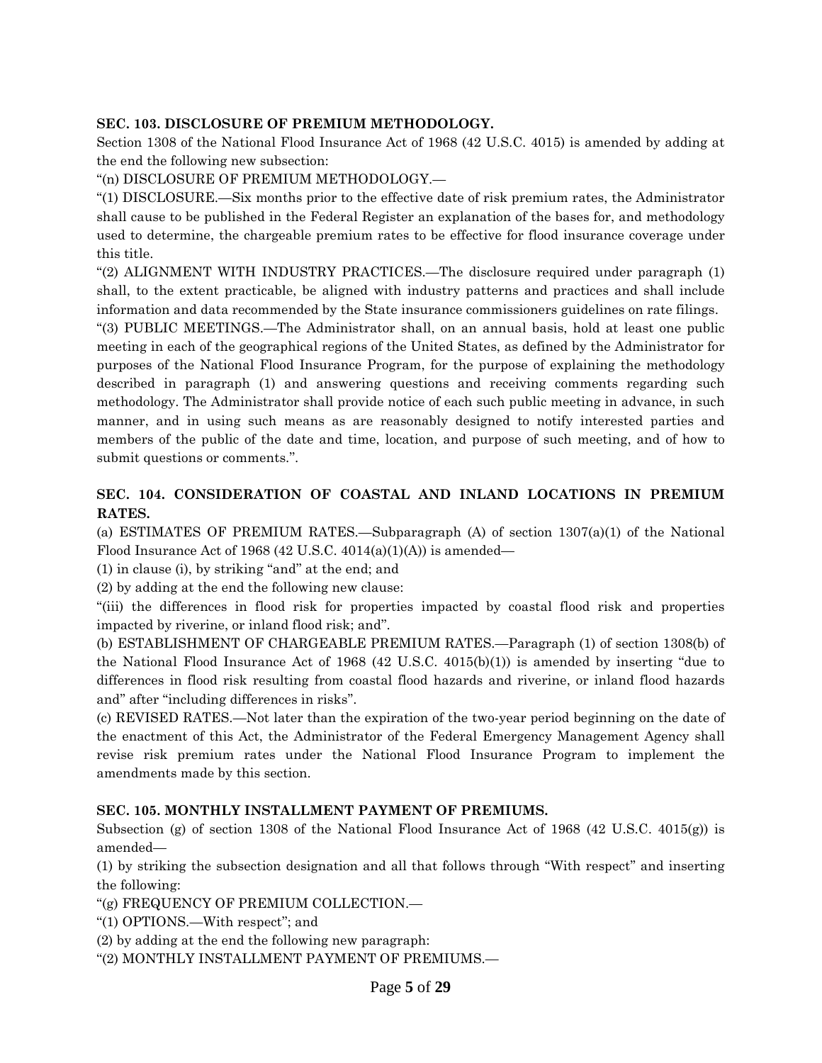**SEC. 103. DISCLOSURE OF PREMIUM METHODOLOGY.**

Section 1308 of the National Flood Insurance Act of 1968 (42 U.S.C. 4015) is amended by adding at the end the following new subsection:

"(n) DISCLOSURE OF PREMIUM METHODOLOGY.—

"(1) DISCLOSURE.—Six months prior to the effective date of risk premium rates, the Administrator shall cause to be published in the Federal Register an explanation of the bases for, and methodology used to determine, the chargeable premium rates to be effective for flood insurance coverage under this title.

"(2) ALIGNMENT WITH INDUSTRY PRACTICES.—The disclosure required under paragraph (1) shall, to the extent practicable, be aligned with industry patterns and practices and shall include information and data recommended by the State insurance commissioners guidelines on rate filings.

"(3) PUBLIC MEETINGS.—The Administrator shall, on an annual basis, hold at least one public meeting in each of the geographical regions of the United States, as defined by the Administrator for purposes of the National Flood Insurance Program, for the purpose of explaining the methodology described in paragraph (1) and answering questions and receiving comments regarding such methodology. The Administrator shall provide notice of each such public meeting in advance, in such manner, and in using such means as are reasonably designed to notify interested parties and members of the public of the date and time, location, and purpose of such meeting, and of how to submit questions or comments.".

**SEC. 104. CONSIDERATION OF COASTAL AND INLAND LOCATIONS IN PREMIUM RATES.**

(a) ESTIMATES OF PREMIUM RATES.—Subparagraph (A) of section 1307(a)(1) of the National Flood Insurance Act of 1968 (42 U.S.C. 4014(a)(1)(A)) is amended—

(1) in clause (i), by striking "and" at the end; and

(2) by adding at the end the following new clause:

"(iii) the differences in flood risk for properties impacted by coastal flood risk and properties impacted by riverine, or inland flood risk; and".

(b) ESTABLISHMENT OF CHARGEABLE PREMIUM RATES.—Paragraph (1) of section 1308(b) of the National Flood Insurance Act of 1968 (42 U.S.C. 4015(b)(1)) is amended by inserting "due to differences in flood risk resulting from coastal flood hazards and riverine, or inland flood hazards and" after "including differences in risks".

(c) REVISED RATES.—Not later than the expiration of the two-year period beginning on the date of the enactment of this Act, the Administrator of the Federal Emergency Management Agency shall revise risk premium rates under the National Flood Insurance Program to implement the amendments made by this section.

**SEC. 105. MONTHLY INSTALLMENT PAYMENT OF PREMIUMS.**

Subsection (g) of section 1308 of the National Flood Insurance Act of 1968 (42 U.S.C. 4015(g)) is amended—

(1) by striking the subsection designation and all that follows through "With respect" and inserting the following:

"(g) FREQUENCY OF PREMIUM COLLECTION.—

"(1) OPTIONS.—With respect"; and

(2) by adding at the end the following new paragraph:

"(2) MONTHLY INSTALLMENT PAYMENT OF PREMIUMS.—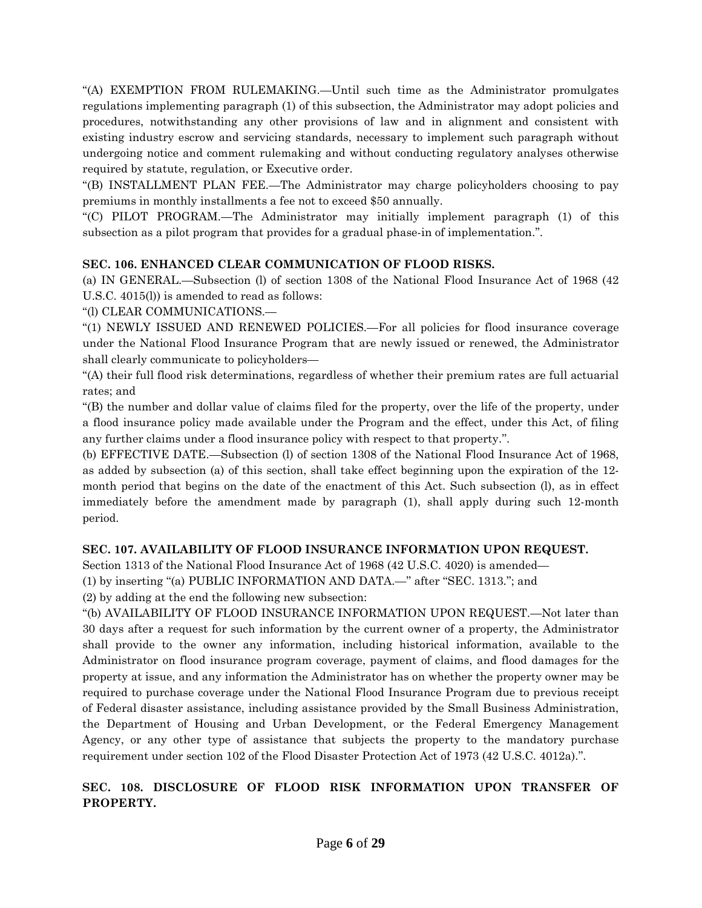“(A) EXEMPTION FROM RULEMAKING.—Until such time as the Administrator promulgates regulations implementing paragraph (1) of this subsection, the Administrator may adopt policies and procedures, notwithstanding any other provisions of law and in alignment and consistent with existing industry escrow and servicing standards, necessary to implement such paragraph without undergoing notice and comment rulemaking and without conducting regulatory analyses otherwise required by statute, regulation, or Executive order.

“(B) INSTALLMENT PLAN FEE.—The Administrator may charge policyholders choosing to pay premiums in monthly installments a fee not to exceed $50 annually.

“(C) PILOT PROGRAM.—The Administrator may initially implement paragraph (1) of this subsection as a pilot program that provides for a gradual phase-in of implementation.”.

**SEC. 106. ENHANCED CLEAR COMMUNICATION OF FLOOD RISKS.**

(a) IN GENERAL.—Subsection (l) of section 1308 of the National Flood Insurance Act of 1968 (42 U.S.C. 4015(l)) is amended to read as follows:

“(l) CLEAR COMMUNICATIONS.—

“(1) NEWLY ISSUED AND RENEWED POLICIES.—For all policies for flood insurance coverage under the National Flood Insurance Program that are newly issued or renewed, the Administrator shall clearly communicate to policyholders—

“(A) their full flood risk determinations, regardless of whether their premium rates are full actuarial rates; and

“(B) the number and dollar value of claims filed for the property, over the life of the property, under a flood insurance policy made available under the Program and the effect, under this Act, of filing any further claims under a flood insurance policy with respect to that property.”.

(b) EFFECTIVE DATE.—Subsection (l) of section 1308 of the National Flood Insurance Act of 1968, as added by subsection (a) of this section, shall take effect beginning upon the expiration of the 12-month period that begins on the date of the enactment of this Act. Such subsection (l), as in effect immediately before the amendment made by paragraph (1), shall apply during such 12-month period.

**SEC. 107. AVAILABILITY OF FLOOD INSURANCE INFORMATION UPON REQUEST.**

Section 1313 of the National Flood Insurance Act of 1968 (42 U.S.C. 4020) is amended—

(1) by inserting “(a) PUBLIC INFORMATION AND DATA.—” after “SEC. 1313.”; and

(2) by adding at the end the following new subsection:

“(b) AVAILABILITY OF FLOOD INSURANCE INFORMATION UPON REQUEST.—Not later than 30 days after a request for such information by the current owner of a property, the Administrator shall provide to the owner any information, including historical information, available to the Administrator on flood insurance program coverage, payment of claims, and flood damages for the property at issue, and any information the Administrator has on whether the property owner may be required to purchase coverage under the National Flood Insurance Program due to previous receipt of Federal disaster assistance, including assistance provided by the Small Business Administration, the Department of Housing and Urban Development, or the Federal Emergency Management Agency, or any other type of assistance that subjects the property to the mandatory purchase requirement under section 102 of the Flood Disaster Protection Act of 1973 (42 U.S.C. 4012a).”.

**SEC. 108. DISCLOSURE OF FLOOD RISK INFORMATION UPON TRANSFER OF PROPERTY.**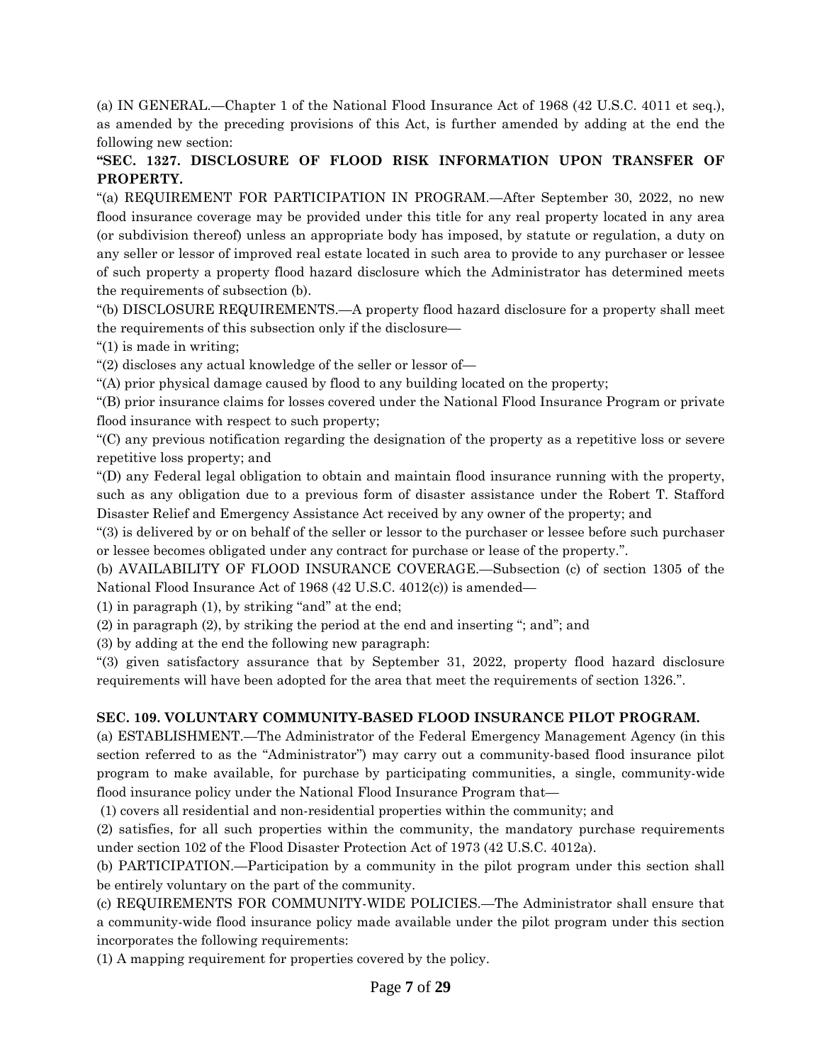(a) IN GENERAL.—Chapter 1 of the National Flood Insurance Act of 1968 (42 U.S.C. 4011 et seq.), as amended by the preceding provisions of this Act, is further amended by adding at the end the following new section:

**"SEC. 1327. DISCLOSURE OF FLOOD RISK INFORMATION UPON TRANSFER OF PROPERTY.**

"(a) REQUIREMENT FOR PARTICIPATION IN PROGRAM.—After September 30, 2022, no new flood insurance coverage may be provided under this title for any real property located in any area (or subdivision thereof) unless an appropriate body has imposed, by statute or regulation, a duty on any seller or lessor of improved real estate located in such area to provide to any purchaser or lessee of such property a property flood hazard disclosure which the Administrator has determined meets the requirements of subsection (b).

"(b) DISCLOSURE REQUIREMENTS.—A property flood hazard disclosure for a property shall meet the requirements of this subsection only if the disclosure—

"(1) is made in writing;

"(2) discloses any actual knowledge of the seller or lessor of—

"(A) prior physical damage caused by flood to any building located on the property;

"(B) prior insurance claims for losses covered under the National Flood Insurance Program or private flood insurance with respect to such property;

"(C) any previous notification regarding the designation of the property as a repetitive loss or severe repetitive loss property; and

"(D) any Federal legal obligation to obtain and maintain flood insurance running with the property, such as any obligation due to a previous form of disaster assistance under the Robert T. Stafford Disaster Relief and Emergency Assistance Act received by any owner of the property; and

"(3) is delivered by or on behalf of the seller or lessor to the purchaser or lessee before such purchaser or lessee becomes obligated under any contract for purchase or lease of the property.".

(b) AVAILABILITY OF FLOOD INSURANCE COVERAGE.—Subsection (c) of section 1305 of the National Flood Insurance Act of 1968 (42 U.S.C. 4012(c)) is amended—

(1) in paragraph (1), by striking "and" at the end;

(2) in paragraph (2), by striking the period at the end and inserting "; and"; and

(3) by adding at the end the following new paragraph:

"(3) given satisfactory assurance that by September 31, 2022, property flood hazard disclosure requirements will have been adopted for the area that meet the requirements of section 1326.".

**SEC. 109. VOLUNTARY COMMUNITY-BASED FLOOD INSURANCE PILOT PROGRAM.**

(a) ESTABLISHMENT.—The Administrator of the Federal Emergency Management Agency (in this section referred to as the "Administrator") may carry out a community-based flood insurance pilot program to make available, for purchase by participating communities, a single, community-wide flood insurance policy under the National Flood Insurance Program that—

(1) covers all residential and non-residential properties within the community; and

(2) satisfies, for all such properties within the community, the mandatory purchase requirements under section 102 of the Flood Disaster Protection Act of 1973 (42 U.S.C. 4012a).

(b) PARTICIPATION.—Participation by a community in the pilot program under this section shall be entirely voluntary on the part of the community.

(c) REQUIREMENTS FOR COMMUNITY-WIDE POLICIES.—The Administrator shall ensure that a community-wide flood insurance policy made available under the pilot program under this section incorporates the following requirements:

(1) A mapping requirement for properties covered by the policy.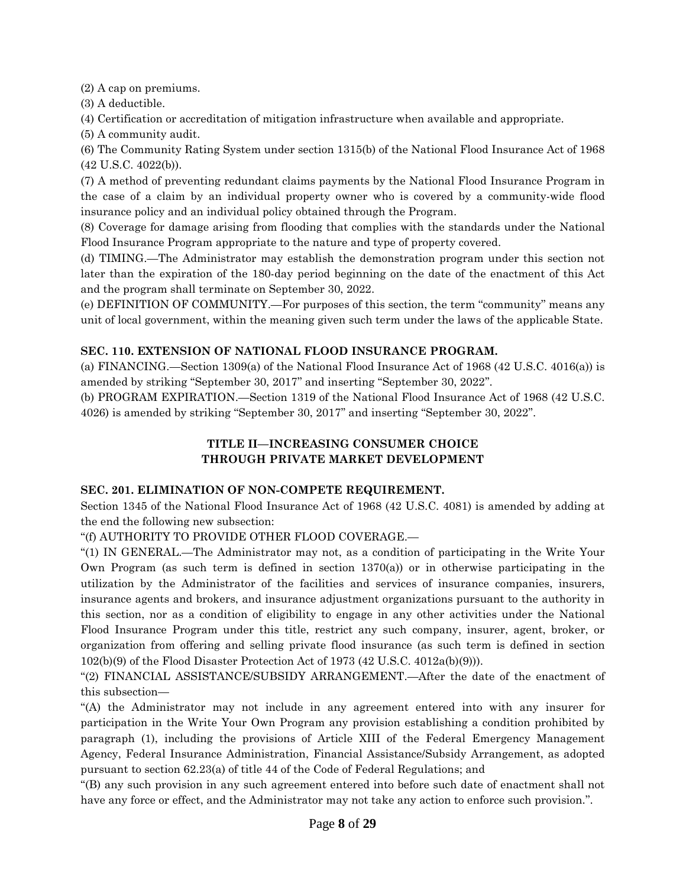(2) A cap on premiums.

(3) A deductible.

(4) Certification or accreditation of mitigation infrastructure when available and appropriate.

(5) A community audit.

(6) The Community Rating System under section 1315(b) of the National Flood Insurance Act of 1968 (42 U.S.C. 4022(b)).

(7) A method of preventing redundant claims payments by the National Flood Insurance Program in the case of a claim by an individual property owner who is covered by a community-wide flood insurance policy and an individual policy obtained through the Program.

(8) Coverage for damage arising from flooding that complies with the standards under the National Flood Insurance Program appropriate to the nature and type of property covered.

(d) TIMING.—The Administrator may establish the demonstration program under this section not later than the expiration of the 180-day period beginning on the date of the enactment of this Act and the program shall terminate on September 30, 2022.

(e) DEFINITION OF COMMUNITY.—For purposes of this section, the term "community" means any unit of local government, within the meaning given such term under the laws of the applicable State.

**SEC. 110. EXTENSION OF NATIONAL FLOOD INSURANCE PROGRAM.**

(a) FINANCING.—Section 1309(a) of the National Flood Insurance Act of 1968 (42 U.S.C. 4016(a)) is amended by striking "September 30, 2017" and inserting "September 30, 2022".

(b) PROGRAM EXPIRATION.—Section 1319 of the National Flood Insurance Act of 1968 (42 U.S.C. 4026) is amended by striking "September 30, 2017" and inserting "September 30, 2022".

## TITLE II—INCREASING CONSUMER CHOICE THROUGH PRIVATE MARKET DEVELOPMENT

**SEC. 201. ELIMINATION OF NON-COMPETE REQUIREMENT.**

Section 1345 of the National Flood Insurance Act of 1968 (42 U.S.C. 4081) is amended by adding at the end the following new subsection:

"(f) AUTHORITY TO PROVIDE OTHER FLOOD COVERAGE.—

"(1) IN GENERAL.—The Administrator may not, as a condition of participating in the Write Your Own Program (as such term is defined in section 1370(a)) or in otherwise participating in the utilization by the Administrator of the facilities and services of insurance companies, insurers, insurance agents and brokers, and insurance adjustment organizations pursuant to the authority in this section, nor as a condition of eligibility to engage in any other activities under the National Flood Insurance Program under this title, restrict any such company, insurer, agent, broker, or organization from offering and selling private flood insurance (as such term is defined in section 102(b)(9) of the Flood Disaster Protection Act of 1973 (42 U.S.C. 4012a(b)(9))).

"(2) FINANCIAL ASSISTANCE/SUBSIDY ARRANGEMENT.—After the date of the enactment of this subsection—

"(A) the Administrator may not include in any agreement entered into with any insurer for participation in the Write Your Own Program any provision establishing a condition prohibited by paragraph (1), including the provisions of Article XIII of the Federal Emergency Management Agency, Federal Insurance Administration, Financial Assistance/Subsidy Arrangement, as adopted pursuant to section 62.23(a) of title 44 of the Code of Federal Regulations; and

"(B) any such provision in any such agreement entered into before such date of enactment shall not have any force or effect, and the Administrator may not take any action to enforce such provision.".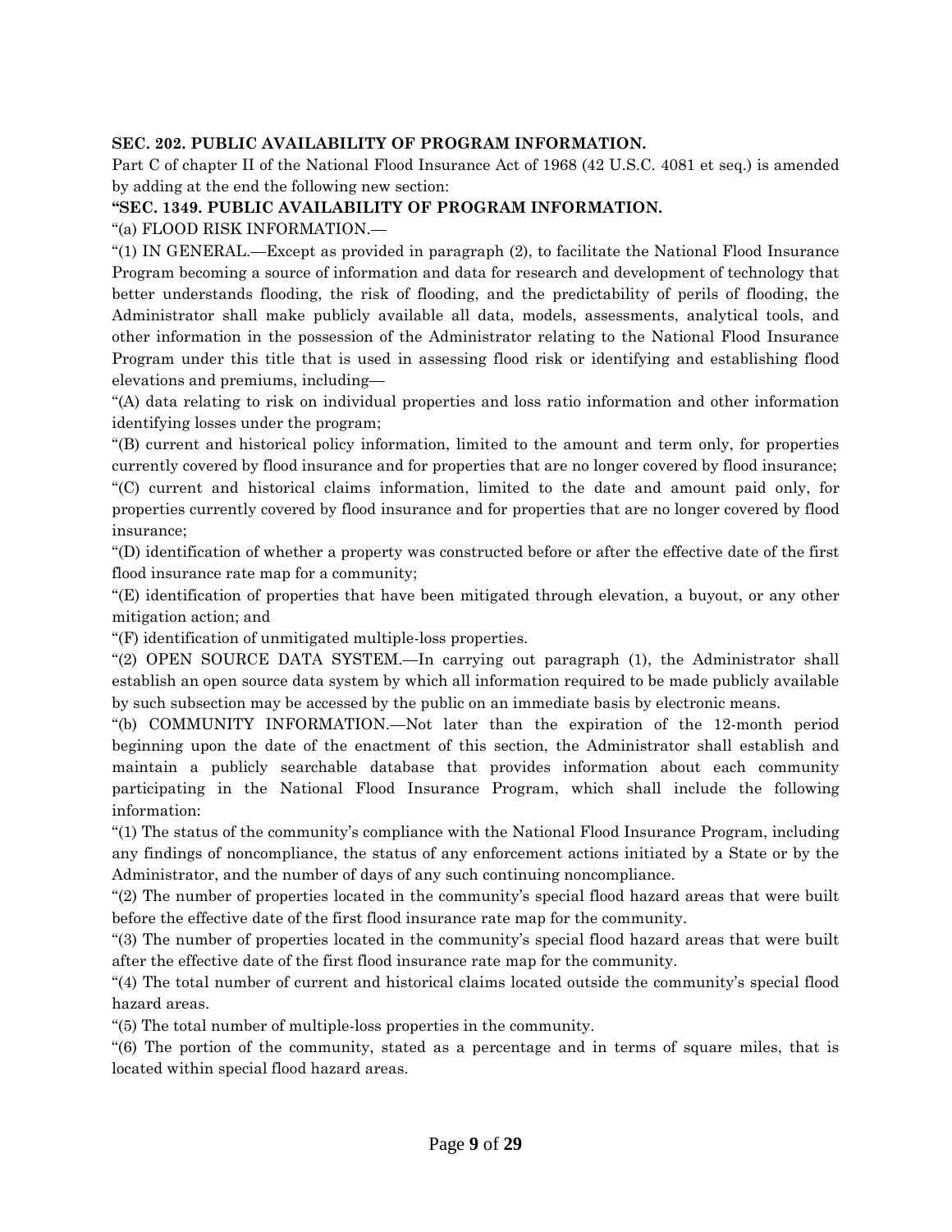**SEC. 202. PUBLIC AVAILABILITY OF PROGRAM INFORMATION.**

Part C of chapter II of the National Flood Insurance Act of 1968 (42 U.S.C. 4081 et seq.) is amended by adding at the end the following new section:

**"SEC. 1349. PUBLIC AVAILABILITY OF PROGRAM INFORMATION.**

"(a) FLOOD RISK INFORMATION.—

"(1) IN GENERAL.—Except as provided in paragraph (2), to facilitate the National Flood Insurance Program becoming a source of information and data for research and development of technology that better understands flooding, the risk of flooding, and the predictability of perils of flooding, the Administrator shall make publicly available all data, models, assessments, analytical tools, and other information in the possession of the Administrator relating to the National Flood Insurance Program under this title that is used in assessing flood risk or identifying and establishing flood elevations and premiums, including—

"(A) data relating to risk on individual properties and loss ratio information and other information identifying losses under the program;

"(B) current and historical policy information, limited to the amount and term only, for properties currently covered by flood insurance and for properties that are no longer covered by flood insurance;

"(C) current and historical claims information, limited to the date and amount paid only, for properties currently covered by flood insurance and for properties that are no longer covered by flood insurance;

"(D) identification of whether a property was constructed before or after the effective date of the first flood insurance rate map for a community;

"(E) identification of properties that have been mitigated through elevation, a buyout, or any other mitigation action; and

"(F) identification of unmitigated multiple-loss properties.

"(2) OPEN SOURCE DATA SYSTEM.—In carrying out paragraph (1), the Administrator shall establish an open source data system by which all information required to be made publicly available by such subsection may be accessed by the public on an immediate basis by electronic means.

"(b) COMMUNITY INFORMATION.—Not later than the expiration of the 12-month period beginning upon the date of the enactment of this section, the Administrator shall establish and maintain a publicly searchable database that provides information about each community participating in the National Flood Insurance Program, which shall include the following information:

"(1) The status of the community's compliance with the National Flood Insurance Program, including any findings of noncompliance, the status of any enforcement actions initiated by a State or by the Administrator, and the number of days of any such continuing noncompliance.

"(2) The number of properties located in the community's special flood hazard areas that were built before the effective date of the first flood insurance rate map for the community.

"(3) The number of properties located in the community's special flood hazard areas that were built after the effective date of the first flood insurance rate map for the community.

"(4) The total number of current and historical claims located outside the community's special flood hazard areas.

"(5) The total number of multiple-loss properties in the community.

"(6) The portion of the community, stated as a percentage and in terms of square miles, that is located within special flood hazard areas.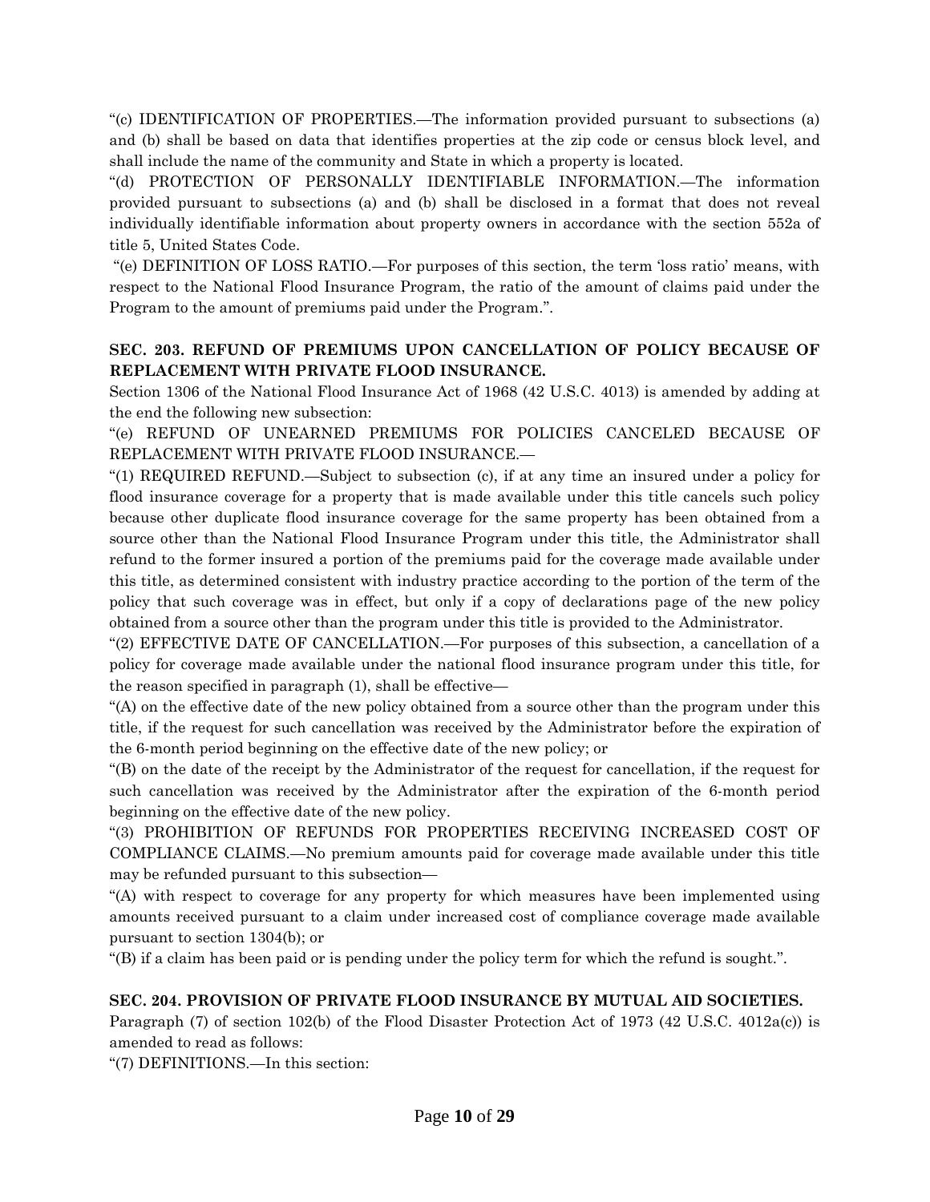"(c) IDENTIFICATION OF PROPERTIES.—The information provided pursuant to subsections (a) and (b) shall be based on data that identifies properties at the zip code or census block level, and shall include the name of the community and State in which a property is located.

"(d) PROTECTION OF PERSONALLY IDENTIFIABLE INFORMATION.—The information provided pursuant to subsections (a) and (b) shall be disclosed in a format that does not reveal individually identifiable information about property owners in accordance with the section 552a of title 5, United States Code.

"(e) DEFINITION OF LOSS RATIO.—For purposes of this section, the term 'loss ratio' means, with respect to the National Flood Insurance Program, the ratio of the amount of claims paid under the Program to the amount of premiums paid under the Program.".

**SEC. 203. REFUND OF PREMIUMS UPON CANCELLATION OF POLICY BECAUSE OF REPLACEMENT WITH PRIVATE FLOOD INSURANCE.**

Section 1306 of the National Flood Insurance Act of 1968 (42 U.S.C. 4013) is amended by adding at the end the following new subsection:

"(e) REFUND OF UNEARNED PREMIUMS FOR POLICIES CANCELED BECAUSE OF REPLACEMENT WITH PRIVATE FLOOD INSURANCE.—

"(1) REQUIRED REFUND.—Subject to subsection (c), if at any time an insured under a policy for flood insurance coverage for a property that is made available under this title cancels such policy because other duplicate flood insurance coverage for the same property has been obtained from a source other than the National Flood Insurance Program under this title, the Administrator shall refund to the former insured a portion of the premiums paid for the coverage made available under this title, as determined consistent with industry practice according to the portion of the term of the policy that such coverage was in effect, but only if a copy of declarations page of the new policy obtained from a source other than the program under this title is provided to the Administrator.

"(2) EFFECTIVE DATE OF CANCELLATION.—For purposes of this subsection, a cancellation of a policy for coverage made available under the national flood insurance program under this title, for the reason specified in paragraph (1), shall be effective—

"(A) on the effective date of the new policy obtained from a source other than the program under this title, if the request for such cancellation was received by the Administrator before the expiration of the 6-month period beginning on the effective date of the new policy; or

"(B) on the date of the receipt by the Administrator of the request for cancellation, if the request for such cancellation was received by the Administrator after the expiration of the 6-month period beginning on the effective date of the new policy.

"(3) PROHIBITION OF REFUNDS FOR PROPERTIES RECEIVING INCREASED COST OF COMPLIANCE CLAIMS.—No premium amounts paid for coverage made available under this title may be refunded pursuant to this subsection—

"(A) with respect to coverage for any property for which measures have been implemented using amounts received pursuant to a claim under increased cost of compliance coverage made available pursuant to section 1304(b); or

"(B) if a claim has been paid or is pending under the policy term for which the refund is sought.".

**SEC. 204. PROVISION OF PRIVATE FLOOD INSURANCE BY MUTUAL AID SOCIETIES.**

Paragraph (7) of section 102(b) of the Flood Disaster Protection Act of 1973 (42 U.S.C. 4012a(c)) is amended to read as follows:

"(7) DEFINITIONS.—In this section: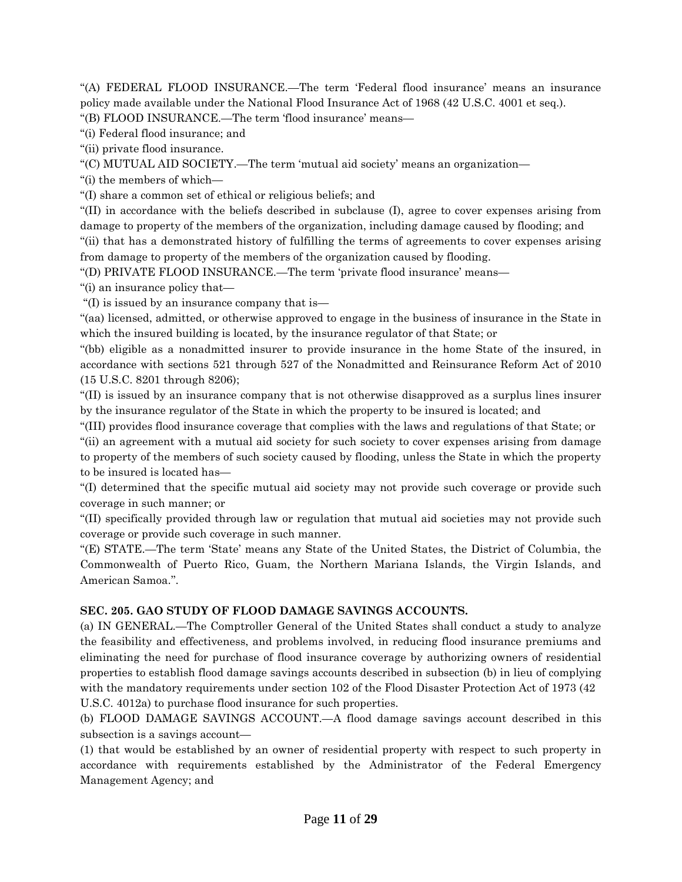"(A) FEDERAL FLOOD INSURANCE.—The term 'Federal flood insurance' means an insurance policy made available under the National Flood Insurance Act of 1968 (42 U.S.C. 4001 et seq.).

"(B) FLOOD INSURANCE.—The term 'flood insurance' means—

"(i) Federal flood insurance; and

"(ii) private flood insurance.

"(C) MUTUAL AID SOCIETY.—The term 'mutual aid society' means an organization—

"(i) the members of which—

"(I) share a common set of ethical or religious beliefs; and

"(II) in accordance with the beliefs described in subclause (I), agree to cover expenses arising from damage to property of the members of the organization, including damage caused by flooding; and

"(ii) that has a demonstrated history of fulfilling the terms of agreements to cover expenses arising from damage to property of the members of the organization caused by flooding.

"(D) PRIVATE FLOOD INSURANCE.—The term 'private flood insurance' means—

"(i) an insurance policy that—

"(I) is issued by an insurance company that is—

"(aa) licensed, admitted, or otherwise approved to engage in the business of insurance in the State in which the insured building is located, by the insurance regulator of that State; or

"(bb) eligible as a nonadmitted insurer to provide insurance in the home State of the insured, in accordance with sections 521 through 527 of the Nonadmitted and Reinsurance Reform Act of 2010 (15 U.S.C. 8201 through 8206);

"(II) is issued by an insurance company that is not otherwise disapproved as a surplus lines insurer by the insurance regulator of the State in which the property to be insured is located; and

"(III) provides flood insurance coverage that complies with the laws and regulations of that State; or

"(ii) an agreement with a mutual aid society for such society to cover expenses arising from damage to property of the members of such society caused by flooding, unless the State in which the property to be insured is located has—

"(I) determined that the specific mutual aid society may not provide such coverage or provide such coverage in such manner; or

"(II) specifically provided through law or regulation that mutual aid societies may not provide such coverage or provide such coverage in such manner.

"(E) STATE.—The term 'State' means any State of the United States, the District of Columbia, the Commonwealth of Puerto Rico, Guam, the Northern Mariana Islands, the Virgin Islands, and American Samoa.".

**SEC. 205. GAO STUDY OF FLOOD DAMAGE SAVINGS ACCOUNTS.**

(a) IN GENERAL.—The Comptroller General of the United States shall conduct a study to analyze the feasibility and effectiveness, and problems involved, in reducing flood insurance premiums and eliminating the need for purchase of flood insurance coverage by authorizing owners of residential properties to establish flood damage savings accounts described in subsection (b) in lieu of complying with the mandatory requirements under section 102 of the Flood Disaster Protection Act of 1973 (42 U.S.C. 4012a) to purchase flood insurance for such properties.

(b) FLOOD DAMAGE SAVINGS ACCOUNT.—A flood damage savings account described in this subsection is a savings account—

(1) that would be established by an owner of residential property with respect to such property in accordance with requirements established by the Administrator of the Federal Emergency Management Agency; and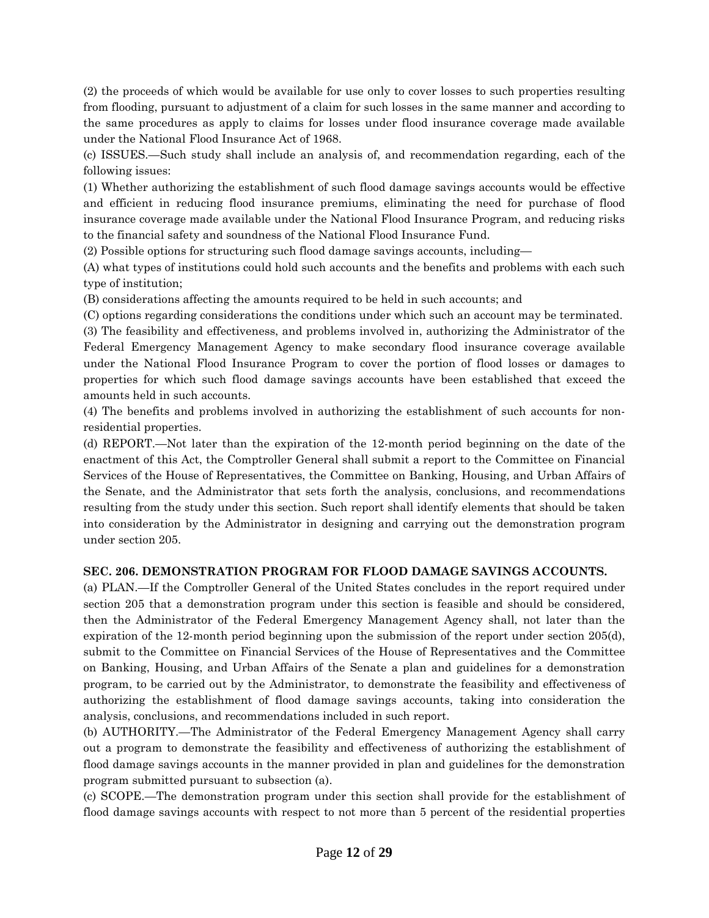(2) the proceeds of which would be available for use only to cover losses to such properties resulting from flooding, pursuant to adjustment of a claim for such losses in the same manner and according to the same procedures as apply to claims for losses under flood insurance coverage made available under the National Flood Insurance Act of 1968.

(c) ISSUES.—Such study shall include an analysis of, and recommendation regarding, each of the following issues:

(1) Whether authorizing the establishment of such flood damage savings accounts would be effective and efficient in reducing flood insurance premiums, eliminating the need for purchase of flood insurance coverage made available under the National Flood Insurance Program, and reducing risks to the financial safety and soundness of the National Flood Insurance Fund.

(2) Possible options for structuring such flood damage savings accounts, including—

(A) what types of institutions could hold such accounts and the benefits and problems with each such type of institution;

(B) considerations affecting the amounts required to be held in such accounts; and

(C) options regarding considerations the conditions under which such an account may be terminated.

(3) The feasibility and effectiveness, and problems involved in, authorizing the Administrator of the Federal Emergency Management Agency to make secondary flood insurance coverage available under the National Flood Insurance Program to cover the portion of flood losses or damages to properties for which such flood damage savings accounts have been established that exceed the amounts held in such accounts.

(4) The benefits and problems involved in authorizing the establishment of such accounts for non-residential properties.

(d) REPORT.—Not later than the expiration of the 12-month period beginning on the date of the enactment of this Act, the Comptroller General shall submit a report to the Committee on Financial Services of the House of Representatives, the Committee on Banking, Housing, and Urban Affairs of the Senate, and the Administrator that sets forth the analysis, conclusions, and recommendations resulting from the study under this section. Such report shall identify elements that should be taken into consideration by the Administrator in designing and carrying out the demonstration program under section 205.

**SEC. 206. DEMONSTRATION PROGRAM FOR FLOOD DAMAGE SAVINGS ACCOUNTS.**

(a) PLAN.—If the Comptroller General of the United States concludes in the report required under section 205 that a demonstration program under this section is feasible and should be considered, then the Administrator of the Federal Emergency Management Agency shall, not later than the expiration of the 12-month period beginning upon the submission of the report under section 205(d), submit to the Committee on Financial Services of the House of Representatives and the Committee on Banking, Housing, and Urban Affairs of the Senate a plan and guidelines for a demonstration program, to be carried out by the Administrator, to demonstrate the feasibility and effectiveness of authorizing the establishment of flood damage savings accounts, taking into consideration the analysis, conclusions, and recommendations included in such report.

(b) AUTHORITY.—The Administrator of the Federal Emergency Management Agency shall carry out a program to demonstrate the feasibility and effectiveness of authorizing the establishment of flood damage savings accounts in the manner provided in plan and guidelines for the demonstration program submitted pursuant to subsection (a).

(c) SCOPE.—The demonstration program under this section shall provide for the establishment of flood damage savings accounts with respect to not more than 5 percent of the residential properties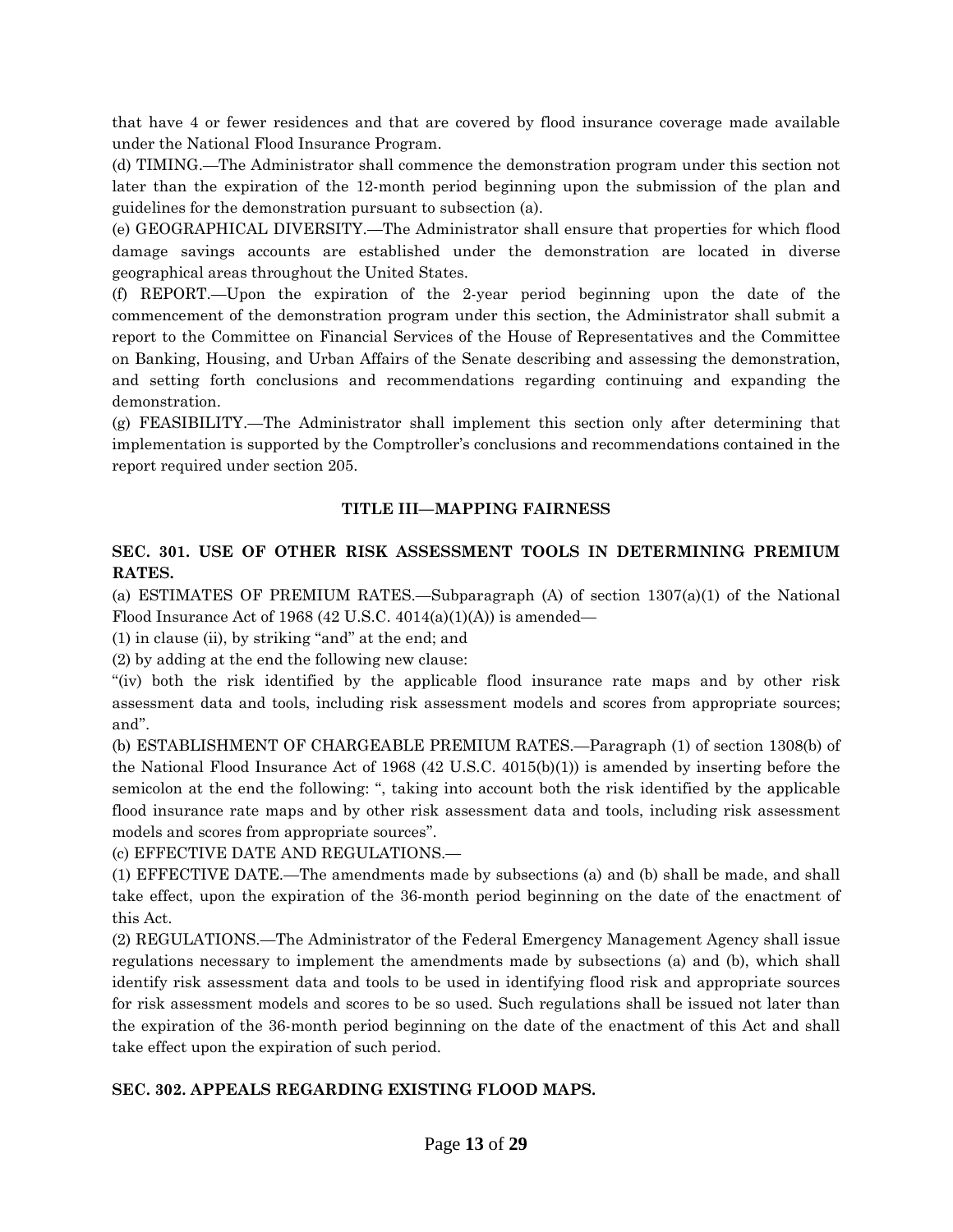that have 4 or fewer residences and that are covered by flood insurance coverage made available under the National Flood Insurance Program.

(d) TIMING.—The Administrator shall commence the demonstration program under this section not later than the expiration of the 12-month period beginning upon the submission of the plan and guidelines for the demonstration pursuant to subsection (a).

(e) GEOGRAPHICAL DIVERSITY.—The Administrator shall ensure that properties for which flood damage savings accounts are established under the demonstration are located in diverse geographical areas throughout the United States.

(f) REPORT.—Upon the expiration of the 2-year period beginning upon the date of the commencement of the demonstration program under this section, the Administrator shall submit a report to the Committee on Financial Services of the House of Representatives and the Committee on Banking, Housing, and Urban Affairs of the Senate describing and assessing the demonstration, and setting forth conclusions and recommendations regarding continuing and expanding the demonstration.

(g) FEASIBILITY.—The Administrator shall implement this section only after determining that implementation is supported by the Comptroller's conclusions and recommendations contained in the report required under section 205.

## TITLE III—MAPPING FAIRNESS

### SEC. 301. USE OF OTHER RISK ASSESSMENT TOOLS IN DETERMINING PREMIUM RATES.

(a) ESTIMATES OF PREMIUM RATES.—Subparagraph (A) of section 1307(a)(1) of the National Flood Insurance Act of 1968 (42 U.S.C. 4014(a)(1)(A)) is amended—

(1) in clause (ii), by striking "and" at the end; and

(2) by adding at the end the following new clause:

"(iv) both the risk identified by the applicable flood insurance rate maps and by other risk assessment data and tools, including risk assessment models and scores from appropriate sources; and".

(b) ESTABLISHMENT OF CHARGEABLE PREMIUM RATES.—Paragraph (1) of section 1308(b) of the National Flood Insurance Act of 1968 (42 U.S.C. 4015(b)(1)) is amended by inserting before the semicolon at the end the following: ", taking into account both the risk identified by the applicable flood insurance rate maps and by other risk assessment data and tools, including risk assessment models and scores from appropriate sources".

(c) EFFECTIVE DATE AND REGULATIONS.—

(1) EFFECTIVE DATE.—The amendments made by subsections (a) and (b) shall be made, and shall take effect, upon the expiration of the 36-month period beginning on the date of the enactment of this Act.

(2) REGULATIONS.—The Administrator of the Federal Emergency Management Agency shall issue regulations necessary to implement the amendments made by subsections (a) and (b), which shall identify risk assessment data and tools to be used in identifying flood risk and appropriate sources for risk assessment models and scores to be so used. Such regulations shall be issued not later than the expiration of the 36-month period beginning on the date of the enactment of this Act and shall take effect upon the expiration of such period.

### SEC. 302. APPEALS REGARDING EXISTING FLOOD MAPS.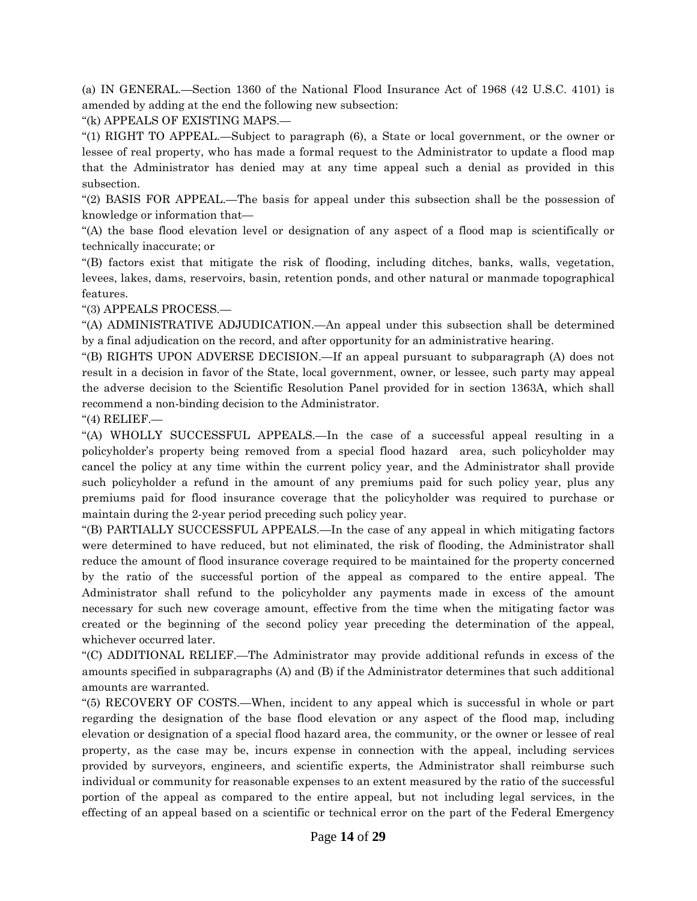(a) IN GENERAL.—Section 1360 of the National Flood Insurance Act of 1968 (42 U.S.C. 4101) is amended by adding at the end the following new subsection:

"(k) APPEALS OF EXISTING MAPS.—

"(1) RIGHT TO APPEAL.—Subject to paragraph (6), a State or local government, or the owner or lessee of real property, who has made a formal request to the Administrator to update a flood map that the Administrator has denied may at any time appeal such a denial as provided in this subsection.

"(2) BASIS FOR APPEAL.—The basis for appeal under this subsection shall be the possession of knowledge or information that—

"(A) the base flood elevation level or designation of any aspect of a flood map is scientifically or technically inaccurate; or

"(B) factors exist that mitigate the risk of flooding, including ditches, banks, walls, vegetation, levees, lakes, dams, reservoirs, basin, retention ponds, and other natural or manmade topographical features.

"(3) APPEALS PROCESS.—

"(A) ADMINISTRATIVE ADJUDICATION.—An appeal under this subsection shall be determined by a final adjudication on the record, and after opportunity for an administrative hearing.

"(B) RIGHTS UPON ADVERSE DECISION.—If an appeal pursuant to subparagraph (A) does not result in a decision in favor of the State, local government, owner, or lessee, such party may appeal the adverse decision to the Scientific Resolution Panel provided for in section 1363A, which shall recommend a non-binding decision to the Administrator.

"(4) RELIEF.—

"(A) WHOLLY SUCCESSFUL APPEALS.—In the case of a successful appeal resulting in a policyholder's property being removed from a special flood hazard area, such policyholder may cancel the policy at any time within the current policy year, and the Administrator shall provide such policyholder a refund in the amount of any premiums paid for such policy year, plus any premiums paid for flood insurance coverage that the policyholder was required to purchase or maintain during the 2-year period preceding such policy year.

"(B) PARTIALLY SUCCESSFUL APPEALS.—In the case of any appeal in which mitigating factors were determined to have reduced, but not eliminated, the risk of flooding, the Administrator shall reduce the amount of flood insurance coverage required to be maintained for the property concerned by the ratio of the successful portion of the appeal as compared to the entire appeal. The Administrator shall refund to the policyholder any payments made in excess of the amount necessary for such new coverage amount, effective from the time when the mitigating factor was created or the beginning of the second policy year preceding the determination of the appeal, whichever occurred later.

"(C) ADDITIONAL RELIEF.—The Administrator may provide additional refunds in excess of the amounts specified in subparagraphs (A) and (B) if the Administrator determines that such additional amounts are warranted.

"(5) RECOVERY OF COSTS.—When, incident to any appeal which is successful in whole or part regarding the designation of the base flood elevation or any aspect of the flood map, including elevation or designation of a special flood hazard area, the community, or the owner or lessee of real property, as the case may be, incurs expense in connection with the appeal, including services provided by surveyors, engineers, and scientific experts, the Administrator shall reimburse such individual or community for reasonable expenses to an extent measured by the ratio of the successful portion of the appeal as compared to the entire appeal, but not including legal services, in the effecting of an appeal based on a scientific or technical error on the part of the Federal Emergency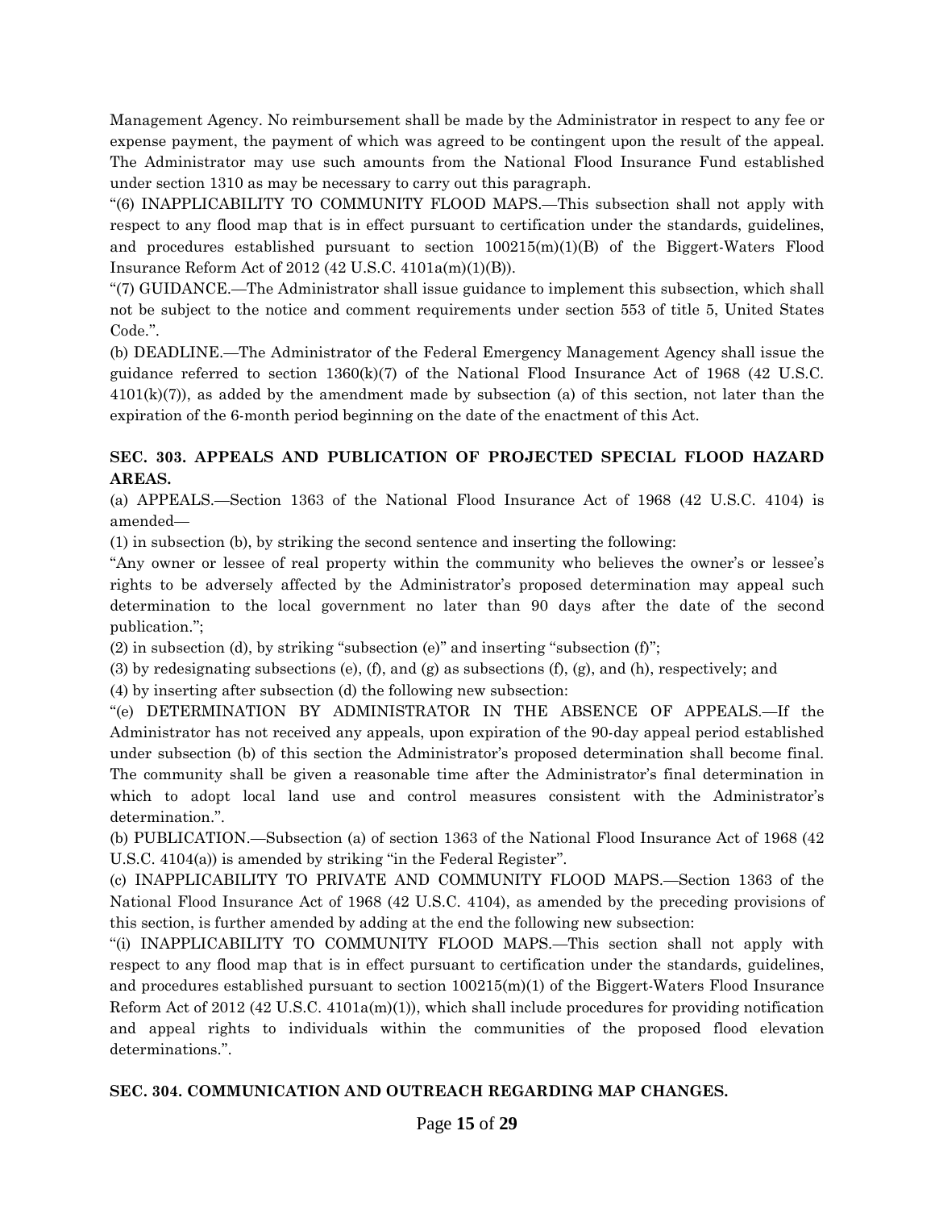Management Agency. No reimbursement shall be made by the Administrator in respect to any fee or expense payment, the payment of which was agreed to be contingent upon the result of the appeal. The Administrator may use such amounts from the National Flood Insurance Fund established under section 1310 as may be necessary to carry out this paragraph.

"(6) INAPPLICABILITY TO COMMUNITY FLOOD MAPS.—This subsection shall not apply with respect to any flood map that is in effect pursuant to certification under the standards, guidelines, and procedures established pursuant to section 100215(m)(1)(B) of the Biggert-Waters Flood Insurance Reform Act of 2012 (42 U.S.C. 4101a(m)(1)(B)).

"(7) GUIDANCE.—The Administrator shall issue guidance to implement this subsection, which shall not be subject to the notice and comment requirements under section 553 of title 5, United States Code.".

(b) DEADLINE.—The Administrator of the Federal Emergency Management Agency shall issue the guidance referred to section 1360(k)(7) of the National Flood Insurance Act of 1968 (42 U.S.C. 4101(k)(7)), as added by the amendment made by subsection (a) of this section, not later than the expiration of the 6-month period beginning on the date of the enactment of this Act.

**SEC. 303. APPEALS AND PUBLICATION OF PROJECTED SPECIAL FLOOD HAZARD AREAS.**

(a) APPEALS.—Section 1363 of the National Flood Insurance Act of 1968 (42 U.S.C. 4104) is amended—

(1) in subsection (b), by striking the second sentence and inserting the following:

"Any owner or lessee of real property within the community who believes the owner's or lessee's rights to be adversely affected by the Administrator's proposed determination may appeal such determination to the local government no later than 90 days after the date of the second publication.";

(2) in subsection (d), by striking "subsection (e)" and inserting "subsection (f)";

(3) by redesignating subsections (e), (f), and (g) as subsections (f), (g), and (h), respectively; and

(4) by inserting after subsection (d) the following new subsection:

"(e) DETERMINATION BY ADMINISTRATOR IN THE ABSENCE OF APPEALS.—If the Administrator has not received any appeals, upon expiration of the 90-day appeal period established under subsection (b) of this section the Administrator's proposed determination shall become final. The community shall be given a reasonable time after the Administrator's final determination in which to adopt local land use and control measures consistent with the Administrator's determination.".

(b) PUBLICATION.—Subsection (a) of section 1363 of the National Flood Insurance Act of 1968 (42 U.S.C. 4104(a)) is amended by striking "in the Federal Register".

(c) INAPPLICABILITY TO PRIVATE AND COMMUNITY FLOOD MAPS.—Section 1363 of the National Flood Insurance Act of 1968 (42 U.S.C. 4104), as amended by the preceding provisions of this section, is further amended by adding at the end the following new subsection:

"(i) INAPPLICABILITY TO COMMUNITY FLOOD MAPS.—This section shall not apply with respect to any flood map that is in effect pursuant to certification under the standards, guidelines, and procedures established pursuant to section 100215(m)(1) of the Biggert-Waters Flood Insurance Reform Act of 2012 (42 U.S.C. 4101a(m)(1)), which shall include procedures for providing notification and appeal rights to individuals within the communities of the proposed flood elevation determinations.".

**SEC. 304. COMMUNICATION AND OUTREACH REGARDING MAP CHANGES.**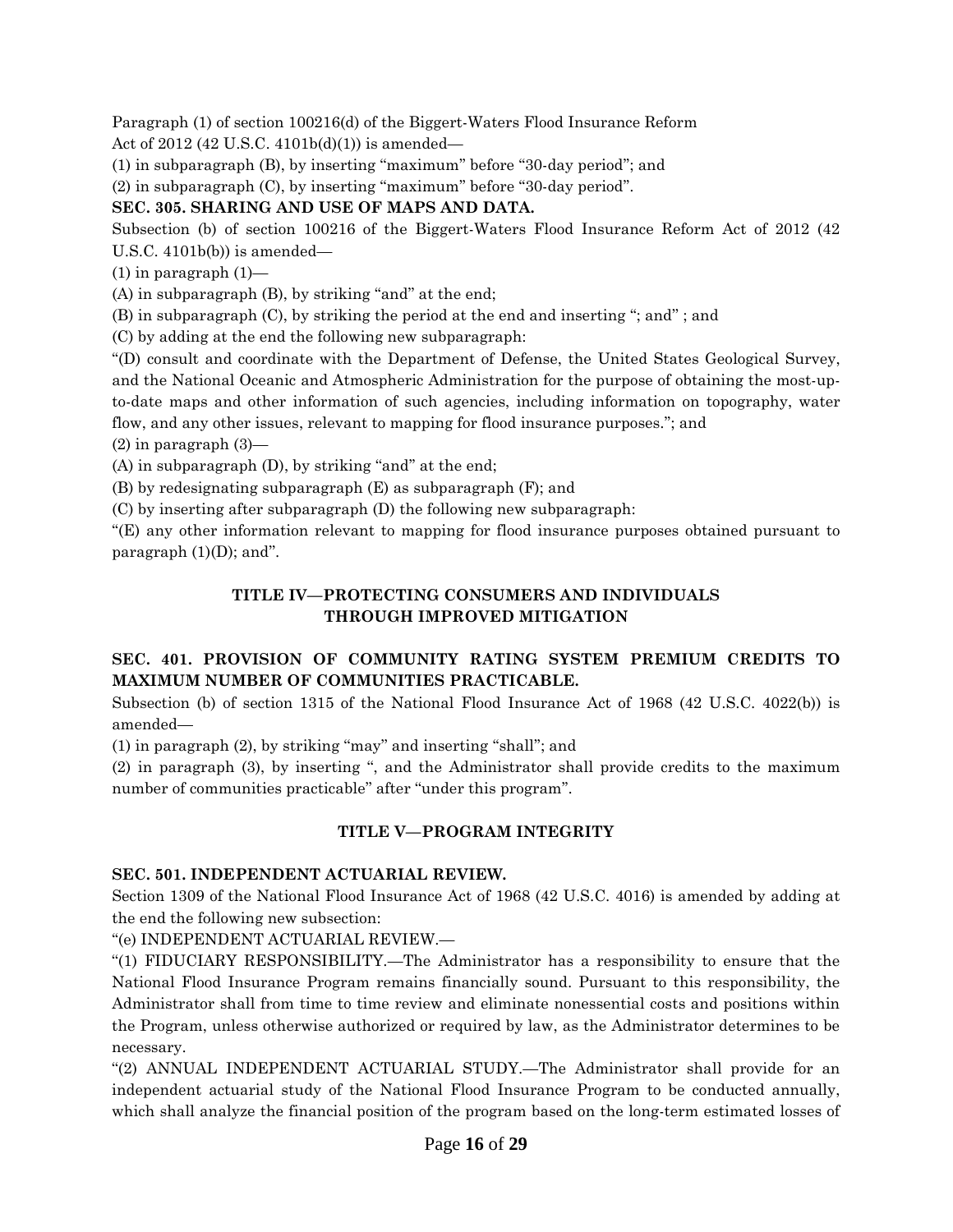Paragraph (1) of section 100216(d) of the Biggert-Waters Flood Insurance Reform Act of 2012 (42 U.S.C. 4101b(d)(1)) is amended—

(1) in subparagraph (B), by inserting "maximum" before "30-day period"; and

(2) in subparagraph (C), by inserting "maximum" before "30-day period".

**SEC. 305. SHARING AND USE OF MAPS AND DATA.**

Subsection (b) of section 100216 of the Biggert-Waters Flood Insurance Reform Act of 2012 (42 U.S.C. 4101b(b)) is amended—

(1) in paragraph (1)—

(A) in subparagraph (B), by striking "and" at the end;

(B) in subparagraph (C), by striking the period at the end and inserting "; and" ; and

(C) by adding at the end the following new subparagraph:

"(D) consult and coordinate with the Department of Defense, the United States Geological Survey, and the National Oceanic and Atmospheric Administration for the purpose of obtaining the most-up-to-date maps and other information of such agencies, including information on topography, water flow, and any other issues, relevant to mapping for flood insurance purposes."; and

(2) in paragraph (3)—

(A) in subparagraph (D), by striking "and" at the end;

(B) by redesignating subparagraph (E) as subparagraph (F); and

(C) by inserting after subparagraph (D) the following new subparagraph:

"(E) any other information relevant to mapping for flood insurance purposes obtained pursuant to paragraph (1)(D); and".

## TITLE IV—PROTECTING CONSUMERS AND INDIVIDUALS THROUGH IMPROVED MITIGATION

**SEC. 401. PROVISION OF COMMUNITY RATING SYSTEM PREMIUM CREDITS TO MAXIMUM NUMBER OF COMMUNITIES PRACTICABLE.**

Subsection (b) of section 1315 of the National Flood Insurance Act of 1968 (42 U.S.C. 4022(b)) is amended—

(1) in paragraph (2), by striking "may" and inserting "shall"; and

(2) in paragraph (3), by inserting ", and the Administrator shall provide credits to the maximum number of communities practicable" after "under this program".

## TITLE V—PROGRAM INTEGRITY

**SEC. 501. INDEPENDENT ACTUARIAL REVIEW.**

Section 1309 of the National Flood Insurance Act of 1968 (42 U.S.C. 4016) is amended by adding at the end the following new subsection:

"(e) INDEPENDENT ACTUARIAL REVIEW.—

"(1) FIDUCIARY RESPONSIBILITY.—The Administrator has a responsibility to ensure that the National Flood Insurance Program remains financially sound. Pursuant to this responsibility, the Administrator shall from time to time review and eliminate nonessential costs and positions within the Program, unless otherwise authorized or required by law, as the Administrator determines to be necessary.

"(2) ANNUAL INDEPENDENT ACTUARIAL STUDY.—The Administrator shall provide for an independent actuarial study of the National Flood Insurance Program to be conducted annually, which shall analyze the financial position of the program based on the long-term estimated losses of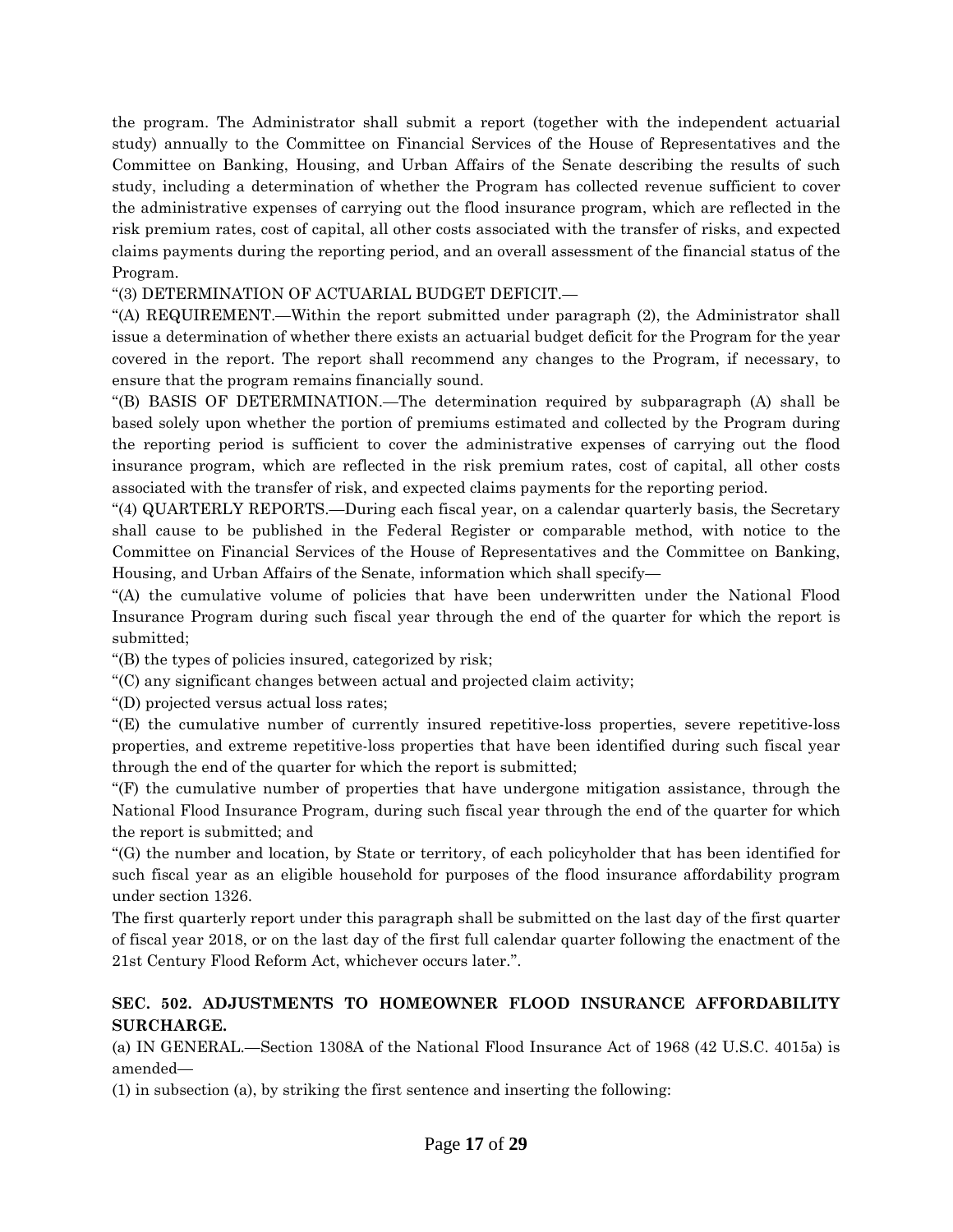the program. The Administrator shall submit a report (together with the independent actuarial study) annually to the Committee on Financial Services of the House of Representatives and the Committee on Banking, Housing, and Urban Affairs of the Senate describing the results of such study, including a determination of whether the Program has collected revenue sufficient to cover the administrative expenses of carrying out the flood insurance program, which are reflected in the risk premium rates, cost of capital, all other costs associated with the transfer of risks, and expected claims payments during the reporting period, and an overall assessment of the financial status of the Program.

"(3) DETERMINATION OF ACTUARIAL BUDGET DEFICIT.—

"(A) REQUIREMENT.—Within the report submitted under paragraph (2), the Administrator shall issue a determination of whether there exists an actuarial budget deficit for the Program for the year covered in the report. The report shall recommend any changes to the Program, if necessary, to ensure that the program remains financially sound.

"(B) BASIS OF DETERMINATION.—The determination required by subparagraph (A) shall be based solely upon whether the portion of premiums estimated and collected by the Program during the reporting period is sufficient to cover the administrative expenses of carrying out the flood insurance program, which are reflected in the risk premium rates, cost of capital, all other costs associated with the transfer of risk, and expected claims payments for the reporting period.

"(4) QUARTERLY REPORTS.—During each fiscal year, on a calendar quarterly basis, the Secretary shall cause to be published in the Federal Register or comparable method, with notice to the Committee on Financial Services of the House of Representatives and the Committee on Banking, Housing, and Urban Affairs of the Senate, information which shall specify—

"(A) the cumulative volume of policies that have been underwritten under the National Flood Insurance Program during such fiscal year through the end of the quarter for which the report is submitted;

"(B) the types of policies insured, categorized by risk;

"(C) any significant changes between actual and projected claim activity;

"(D) projected versus actual loss rates;

"(E) the cumulative number of currently insured repetitive-loss properties, severe repetitive-loss properties, and extreme repetitive-loss properties that have been identified during such fiscal year through the end of the quarter for which the report is submitted;

"(F) the cumulative number of properties that have undergone mitigation assistance, through the National Flood Insurance Program, during such fiscal year through the end of the quarter for which the report is submitted; and

"(G) the number and location, by State or territory, of each policyholder that has been identified for such fiscal year as an eligible household for purposes of the flood insurance affordability program under section 1326.

The first quarterly report under this paragraph shall be submitted on the last day of the first quarter of fiscal year 2018, or on the last day of the first full calendar quarter following the enactment of the 21st Century Flood Reform Act, whichever occurs later.".

**SEC. 502. ADJUSTMENTS TO HOMEOWNER FLOOD INSURANCE AFFORDABILITY SURCHARGE.**

(a) IN GENERAL.—Section 1308A of the National Flood Insurance Act of 1968 (42 U.S.C. 4015a) is amended—

(1) in subsection (a), by striking the first sentence and inserting the following: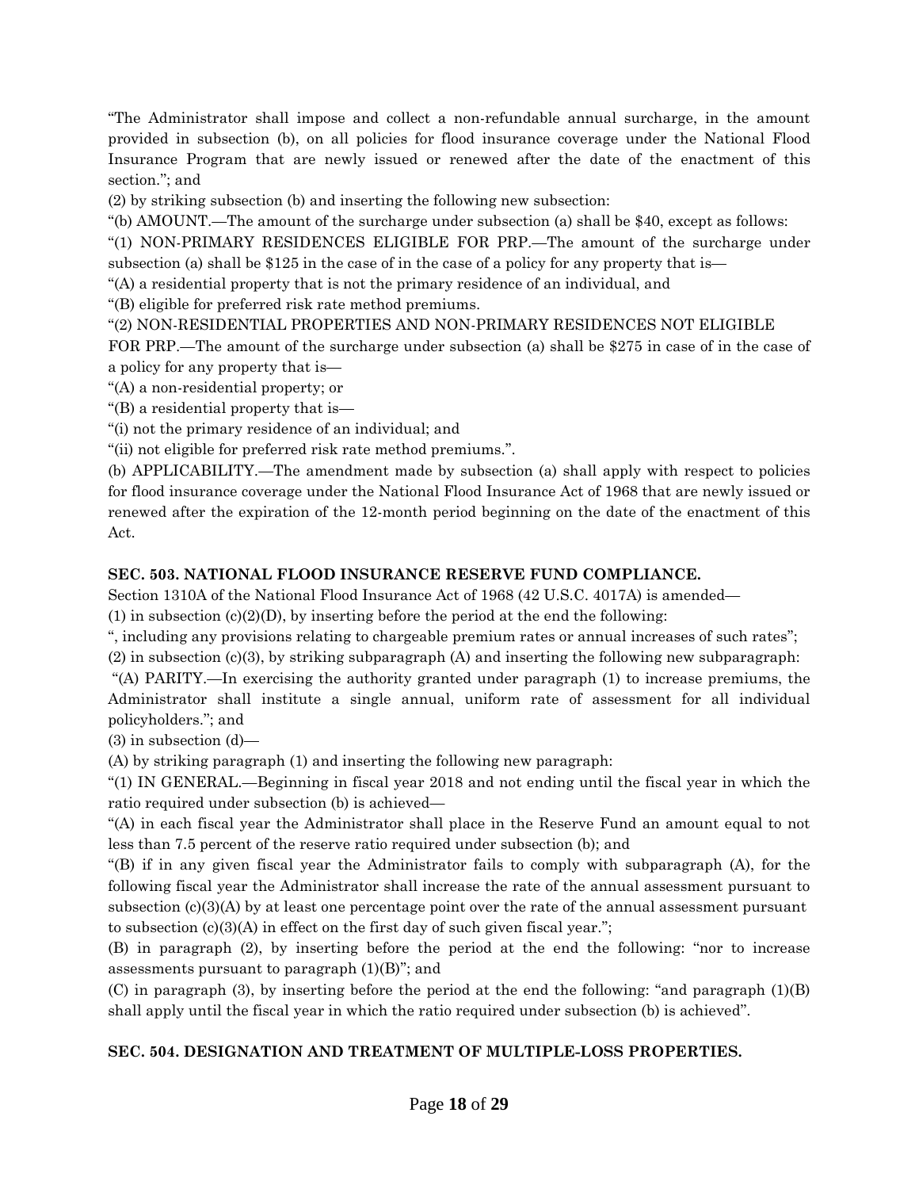"The Administrator shall impose and collect a non-refundable annual surcharge, in the amount provided in subsection (b), on all policies for flood insurance coverage under the National Flood Insurance Program that are newly issued or renewed after the date of the enactment of this section."; and

(2) by striking subsection (b) and inserting the following new subsection:

"(b) AMOUNT.—The amount of the surcharge under subsection (a) shall be $40, except as follows:

"(1) NON-PRIMARY RESIDENCES ELIGIBLE FOR PRP.—The amount of the surcharge under subsection (a) shall be $125 in the case of in the case of a policy for any property that is—

"(A) a residential property that is not the primary residence of an individual, and

"(B) eligible for preferred risk rate method premiums.

"(2) NON-RESIDENTIAL PROPERTIES AND NON-PRIMARY RESIDENCES NOT ELIGIBLE FOR PRP.—The amount of the surcharge under subsection (a) shall be $275 in case of in the case of a policy for any property that is—

"(A) a non-residential property; or

"(B) a residential property that is—

"(i) not the primary residence of an individual; and

"(ii) not eligible for preferred risk rate method premiums.".

(b) APPLICABILITY.—The amendment made by subsection (a) shall apply with respect to policies for flood insurance coverage under the National Flood Insurance Act of 1968 that are newly issued or renewed after the expiration of the 12-month period beginning on the date of the enactment of this Act.

**SEC. 503. NATIONAL FLOOD INSURANCE RESERVE FUND COMPLIANCE.**

Section 1310A of the National Flood Insurance Act of 1968 (42 U.S.C. 4017A) is amended—

(1) in subsection (c)(2)(D), by inserting before the period at the end the following:

", including any provisions relating to chargeable premium rates or annual increases of such rates";

(2) in subsection (c)(3), by striking subparagraph (A) and inserting the following new subparagraph:

"(A) PARITY.—In exercising the authority granted under paragraph (1) to increase premiums, the Administrator shall institute a single annual, uniform rate of assessment for all individual policyholders."; and

(3) in subsection (d)—

(A) by striking paragraph (1) and inserting the following new paragraph:

"(1) IN GENERAL.—Beginning in fiscal year 2018 and not ending until the fiscal year in which the ratio required under subsection (b) is achieved—

"(A) in each fiscal year the Administrator shall place in the Reserve Fund an amount equal to not less than 7.5 percent of the reserve ratio required under subsection (b); and

"(B) if in any given fiscal year the Administrator fails to comply with subparagraph (A), for the following fiscal year the Administrator shall increase the rate of the annual assessment pursuant to subsection (c)(3)(A) by at least one percentage point over the rate of the annual assessment pursuant to subsection (c)(3)(A) in effect on the first day of such given fiscal year.";

(B) in paragraph (2), by inserting before the period at the end the following: "nor to increase assessments pursuant to paragraph (1)(B)"; and

(C) in paragraph (3), by inserting before the period at the end the following: "and paragraph (1)(B) shall apply until the fiscal year in which the ratio required under subsection (b) is achieved".

**SEC. 504. DESIGNATION AND TREATMENT OF MULTIPLE-LOSS PROPERTIES.**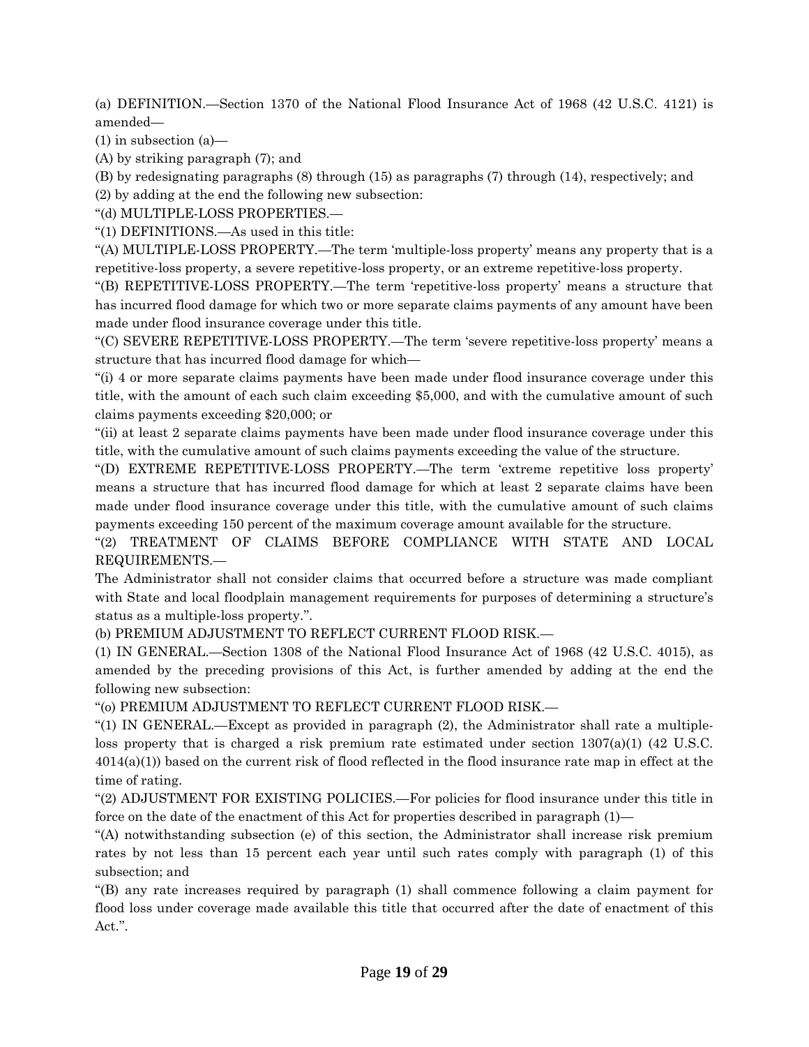(a) DEFINITION.—Section 1370 of the National Flood Insurance Act of 1968 (42 U.S.C. 4121) is amended—

(1) in subsection (a)—

(A) by striking paragraph (7); and

(B) by redesignating paragraphs (8) through (15) as paragraphs (7) through (14), respectively; and

(2) by adding at the end the following new subsection:

"(d) MULTIPLE-LOSS PROPERTIES.—

"(1) DEFINITIONS.—As used in this title:

"(A) MULTIPLE-LOSS PROPERTY.—The term 'multiple-loss property' means any property that is a repetitive-loss property, a severe repetitive-loss property, or an extreme repetitive-loss property.

"(B) REPETITIVE-LOSS PROPERTY.—The term 'repetitive-loss property' means a structure that has incurred flood damage for which two or more separate claims payments of any amount have been made under flood insurance coverage under this title.

"(C) SEVERE REPETITIVE-LOSS PROPERTY.—The term 'severe repetitive-loss property' means a structure that has incurred flood damage for which—

"(i) 4 or more separate claims payments have been made under flood insurance coverage under this title, with the amount of each such claim exceeding $5,000, and with the cumulative amount of such claims payments exceeding $20,000; or

"(ii) at least 2 separate claims payments have been made under flood insurance coverage under this title, with the cumulative amount of such claims payments exceeding the value of the structure.

"(D) EXTREME REPETITIVE-LOSS PROPERTY.—The term 'extreme repetitive loss property' means a structure that has incurred flood damage for which at least 2 separate claims have been made under flood insurance coverage under this title, with the cumulative amount of such claims payments exceeding 150 percent of the maximum coverage amount available for the structure.

"(2) TREATMENT OF CLAIMS BEFORE COMPLIANCE WITH STATE AND LOCAL REQUIREMENTS.—

The Administrator shall not consider claims that occurred before a structure was made compliant with State and local floodplain management requirements for purposes of determining a structure's status as a multiple-loss property.".

(b) PREMIUM ADJUSTMENT TO REFLECT CURRENT FLOOD RISK.—

(1) IN GENERAL.—Section 1308 of the National Flood Insurance Act of 1968 (42 U.S.C. 4015), as amended by the preceding provisions of this Act, is further amended by adding at the end the following new subsection:

"(o) PREMIUM ADJUSTMENT TO REFLECT CURRENT FLOOD RISK.—

"(1) IN GENERAL.—Except as provided in paragraph (2), the Administrator shall rate a multiple-loss property that is charged a risk premium rate estimated under section 1307(a)(1) (42 U.S.C. 4014(a)(1)) based on the current risk of flood reflected in the flood insurance rate map in effect at the time of rating.

"(2) ADJUSTMENT FOR EXISTING POLICIES.—For policies for flood insurance under this title in force on the date of the enactment of this Act for properties described in paragraph (1)—

"(A) notwithstanding subsection (e) of this section, the Administrator shall increase risk premium rates by not less than 15 percent each year until such rates comply with paragraph (1) of this subsection; and

"(B) any rate increases required by paragraph (1) shall commence following a claim payment for flood loss under coverage made available this title that occurred after the date of enactment of this Act.".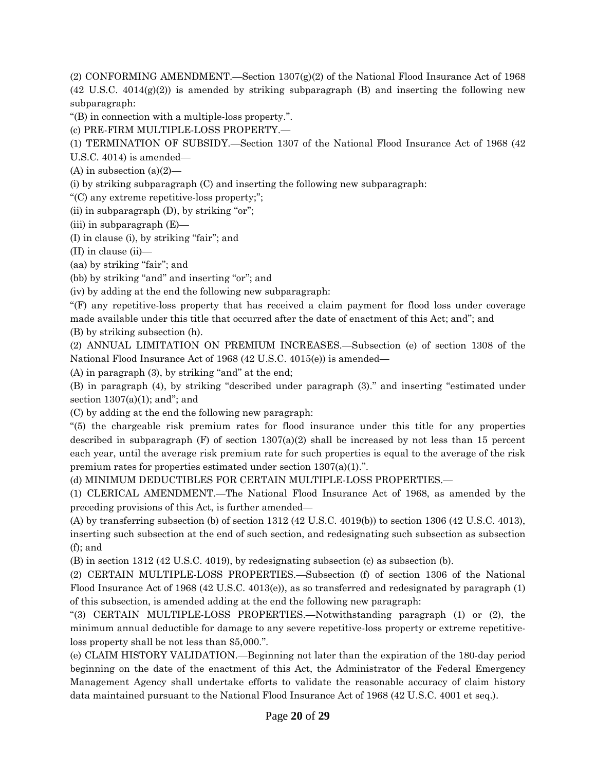(2) CONFORMING AMENDMENT.—Section 1307(g)(2) of the National Flood Insurance Act of 1968 (42 U.S.C. 4014(g)(2)) is amended by striking subparagraph (B) and inserting the following new subparagraph:

"(B) in connection with a multiple-loss property.".

(c) PRE-FIRM MULTIPLE-LOSS PROPERTY.—

(1) TERMINATION OF SUBSIDY.—Section 1307 of the National Flood Insurance Act of 1968 (42 U.S.C. 4014) is amended—

(A) in subsection (a)(2)—

(i) by striking subparagraph (C) and inserting the following new subparagraph:

"(C) any extreme repetitive-loss property;";

(ii) in subparagraph (D), by striking "or";

(iii) in subparagraph (E)—

(I) in clause (i), by striking "fair"; and

(II) in clause (ii)—

(aa) by striking "fair"; and

(bb) by striking "and" and inserting "or"; and

(iv) by adding at the end the following new subparagraph:

"(F) any repetitive-loss property that has received a claim payment for flood loss under coverage made available under this title that occurred after the date of enactment of this Act; and"; and

(B) by striking subsection (h).

(2) ANNUAL LIMITATION ON PREMIUM INCREASES.—Subsection (e) of section 1308 of the National Flood Insurance Act of 1968 (42 U.S.C. 4015(e)) is amended—

(A) in paragraph (3), by striking "and" at the end;

(B) in paragraph (4), by striking "described under paragraph (3)." and inserting "estimated under section 1307(a)(1); and"; and

(C) by adding at the end the following new paragraph:

"(5) the chargeable risk premium rates for flood insurance under this title for any properties described in subparagraph (F) of section 1307(a)(2) shall be increased by not less than 15 percent each year, until the average risk premium rate for such properties is equal to the average of the risk premium rates for properties estimated under section 1307(a)(1).".

(d) MINIMUM DEDUCTIBLES FOR CERTAIN MULTIPLE-LOSS PROPERTIES.—

(1) CLERICAL AMENDMENT.—The National Flood Insurance Act of 1968, as amended by the preceding provisions of this Act, is further amended—

(A) by transferring subsection (b) of section 1312 (42 U.S.C. 4019(b)) to section 1306 (42 U.S.C. 4013), inserting such subsection at the end of such section, and redesignating such subsection as subsection (f); and

(B) in section 1312 (42 U.S.C. 4019), by redesignating subsection (c) as subsection (b).

(2) CERTAIN MULTIPLE-LOSS PROPERTIES.—Subsection (f) of section 1306 of the National Flood Insurance Act of 1968 (42 U.S.C. 4013(e)), as so transferred and redesignated by paragraph (1) of this subsection, is amended adding at the end the following new paragraph:

"(3) CERTAIN MULTIPLE-LOSS PROPERTIES.—Notwithstanding paragraph (1) or (2), the minimum annual deductible for damage to any severe repetitive-loss property or extreme repetitive-loss property shall be not less than $5,000.".

(e) CLAIM HISTORY VALIDATION.—Beginning not later than the expiration of the 180-day period beginning on the date of the enactment of this Act, the Administrator of the Federal Emergency Management Agency shall undertake efforts to validate the reasonable accuracy of claim history data maintained pursuant to the National Flood Insurance Act of 1968 (42 U.S.C. 4001 et seq.).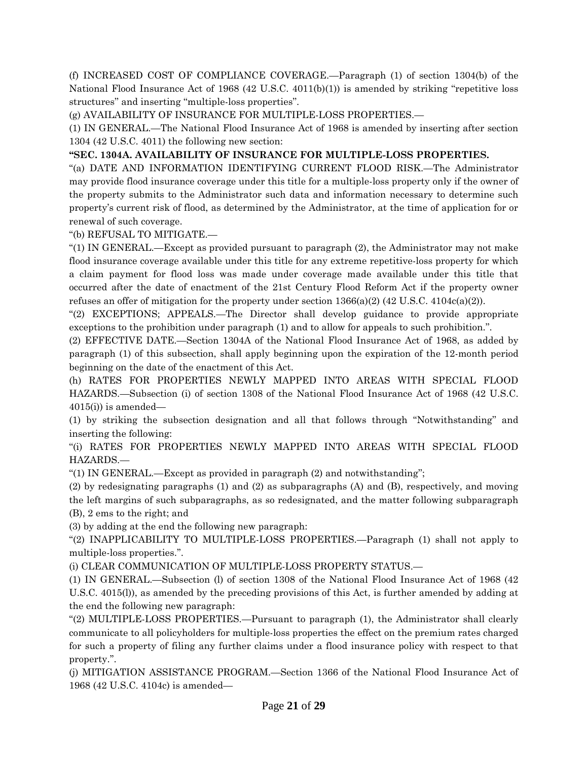(f) INCREASED COST OF COMPLIANCE COVERAGE.—Paragraph (1) of section 1304(b) of the National Flood Insurance Act of 1968 (42 U.S.C. 4011(b)(1)) is amended by striking "repetitive loss structures" and inserting "multiple-loss properties".

(g) AVAILABILITY OF INSURANCE FOR MULTIPLE-LOSS PROPERTIES.—

(1) IN GENERAL.—The National Flood Insurance Act of 1968 is amended by inserting after section 1304 (42 U.S.C. 4011) the following new section:

**"SEC. 1304A. AVAILABILITY OF INSURANCE FOR MULTIPLE-LOSS PROPERTIES.**

"(a) DATE AND INFORMATION IDENTIFYING CURRENT FLOOD RISK.—The Administrator may provide flood insurance coverage under this title for a multiple-loss property only if the owner of the property submits to the Administrator such data and information necessary to determine such property's current risk of flood, as determined by the Administrator, at the time of application for or renewal of such coverage.

"(b) REFUSAL TO MITIGATE.—

"(1) IN GENERAL.—Except as provided pursuant to paragraph (2), the Administrator may not make flood insurance coverage available under this title for any extreme repetitive-loss property for which a claim payment for flood loss was made under coverage made available under this title that occurred after the date of enactment of the 21st Century Flood Reform Act if the property owner refuses an offer of mitigation for the property under section 1366(a)(2) (42 U.S.C. 4104c(a)(2)).

"(2) EXCEPTIONS; APPEALS.—The Director shall develop guidance to provide appropriate exceptions to the prohibition under paragraph (1) and to allow for appeals to such prohibition.".

(2) EFFECTIVE DATE.—Section 1304A of the National Flood Insurance Act of 1968, as added by paragraph (1) of this subsection, shall apply beginning upon the expiration of the 12-month period beginning on the date of the enactment of this Act.

(h) RATES FOR PROPERTIES NEWLY MAPPED INTO AREAS WITH SPECIAL FLOOD HAZARDS.—Subsection (i) of section 1308 of the National Flood Insurance Act of 1968 (42 U.S.C. 4015(i)) is amended—

(1) by striking the subsection designation and all that follows through "Notwithstanding" and inserting the following:

"(i) RATES FOR PROPERTIES NEWLY MAPPED INTO AREAS WITH SPECIAL FLOOD HAZARDS.—

"(1) IN GENERAL.—Except as provided in paragraph (2) and notwithstanding";

(2) by redesignating paragraphs (1) and (2) as subparagraphs (A) and (B), respectively, and moving the left margins of such subparagraphs, as so redesignated, and the matter following subparagraph (B), 2 ems to the right; and

(3) by adding at the end the following new paragraph:

"(2) INAPPLICABILITY TO MULTIPLE-LOSS PROPERTIES.—Paragraph (1) shall not apply to multiple-loss properties.".

(i) CLEAR COMMUNICATION OF MULTIPLE-LOSS PROPERTY STATUS.—

(1) IN GENERAL.—Subsection (l) of section 1308 of the National Flood Insurance Act of 1968 (42 U.S.C. 4015(l)), as amended by the preceding provisions of this Act, is further amended by adding at the end the following new paragraph:

"(2) MULTIPLE-LOSS PROPERTIES.—Pursuant to paragraph (1), the Administrator shall clearly communicate to all policyholders for multiple-loss properties the effect on the premium rates charged for such a property of filing any further claims under a flood insurance policy with respect to that property.".

(j) MITIGATION ASSISTANCE PROGRAM.—Section 1366 of the National Flood Insurance Act of 1968 (42 U.S.C. 4104c) is amended—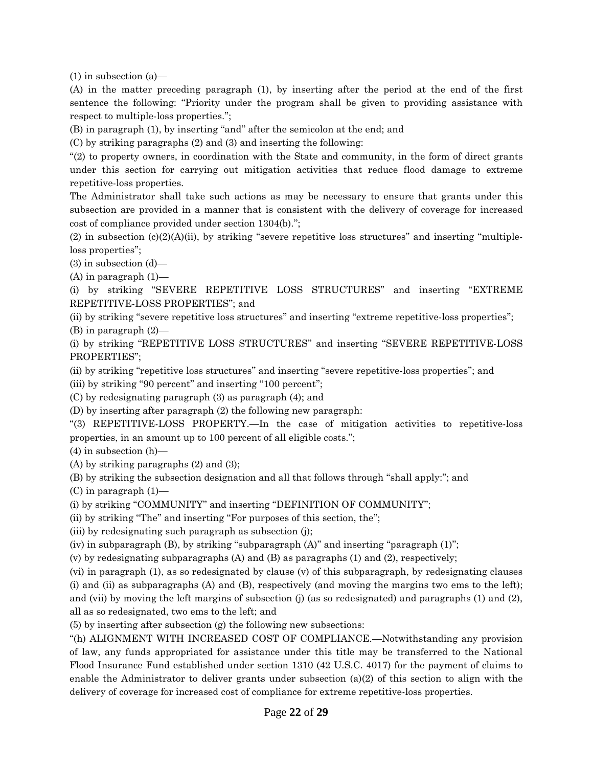(1) in subsection (a)—

(A) in the matter preceding paragraph (1), by inserting after the period at the end of the first sentence the following: "Priority under the program shall be given to providing assistance with respect to multiple-loss properties.";

(B) in paragraph (1), by inserting "and" after the semicolon at the end; and

(C) by striking paragraphs (2) and (3) and inserting the following:

"(2) to property owners, in coordination with the State and community, in the form of direct grants under this section for carrying out mitigation activities that reduce flood damage to extreme repetitive-loss properties.

The Administrator shall take such actions as may be necessary to ensure that grants under this subsection are provided in a manner that is consistent with the delivery of coverage for increased cost of compliance provided under section 1304(b).";

(2) in subsection (c)(2)(A)(ii), by striking "severe repetitive loss structures" and inserting "multiple-loss properties";

(3) in subsection (d)—

(A) in paragraph (1)—

(i) by striking "SEVERE REPETITIVE LOSS STRUCTURES" and inserting "EXTREME REPETITIVE-LOSS PROPERTIES"; and

(ii) by striking "severe repetitive loss structures" and inserting "extreme repetitive-loss properties";

(B) in paragraph (2)—

(i) by striking "REPETITIVE LOSS STRUCTURES" and inserting "SEVERE REPETITIVE-LOSS PROPERTIES";

(ii) by striking "repetitive loss structures" and inserting "severe repetitive-loss properties"; and

(iii) by striking "90 percent" and inserting "100 percent";

(C) by redesignating paragraph (3) as paragraph (4); and

(D) by inserting after paragraph (2) the following new paragraph:

"(3) REPETITIVE-LOSS PROPERTY.—In the case of mitigation activities to repetitive-loss properties, in an amount up to 100 percent of all eligible costs.";

(4) in subsection (h)—

(A) by striking paragraphs (2) and (3);

(B) by striking the subsection designation and all that follows through "shall apply:"; and

(C) in paragraph (1)—

(i) by striking "COMMUNITY" and inserting "DEFINITION OF COMMUNITY";

(ii) by striking "The" and inserting "For purposes of this section, the";

(iii) by redesignating such paragraph as subsection (j);

(iv) in subparagraph (B), by striking "subparagraph (A)" and inserting "paragraph (1)";

(v) by redesignating subparagraphs (A) and (B) as paragraphs (1) and (2), respectively;

(vi) in paragraph (1), as so redesignated by clause (v) of this subparagraph, by redesignating clauses (i) and (ii) as subparagraphs (A) and (B), respectively (and moving the margins two ems to the left); and (vii) by moving the left margins of subsection (j) (as so redesignated) and paragraphs (1) and (2), all as so redesignated, two ems to the left; and

(5) by inserting after subsection (g) the following new subsections:

"(h) ALIGNMENT WITH INCREASED COST OF COMPLIANCE.—Notwithstanding any provision of law, any funds appropriated for assistance under this title may be transferred to the National Flood Insurance Fund established under section 1310 (42 U.S.C. 4017) for the payment of claims to enable the Administrator to deliver grants under subsection (a)(2) of this section to align with the delivery of coverage for increased cost of compliance for extreme repetitive-loss properties.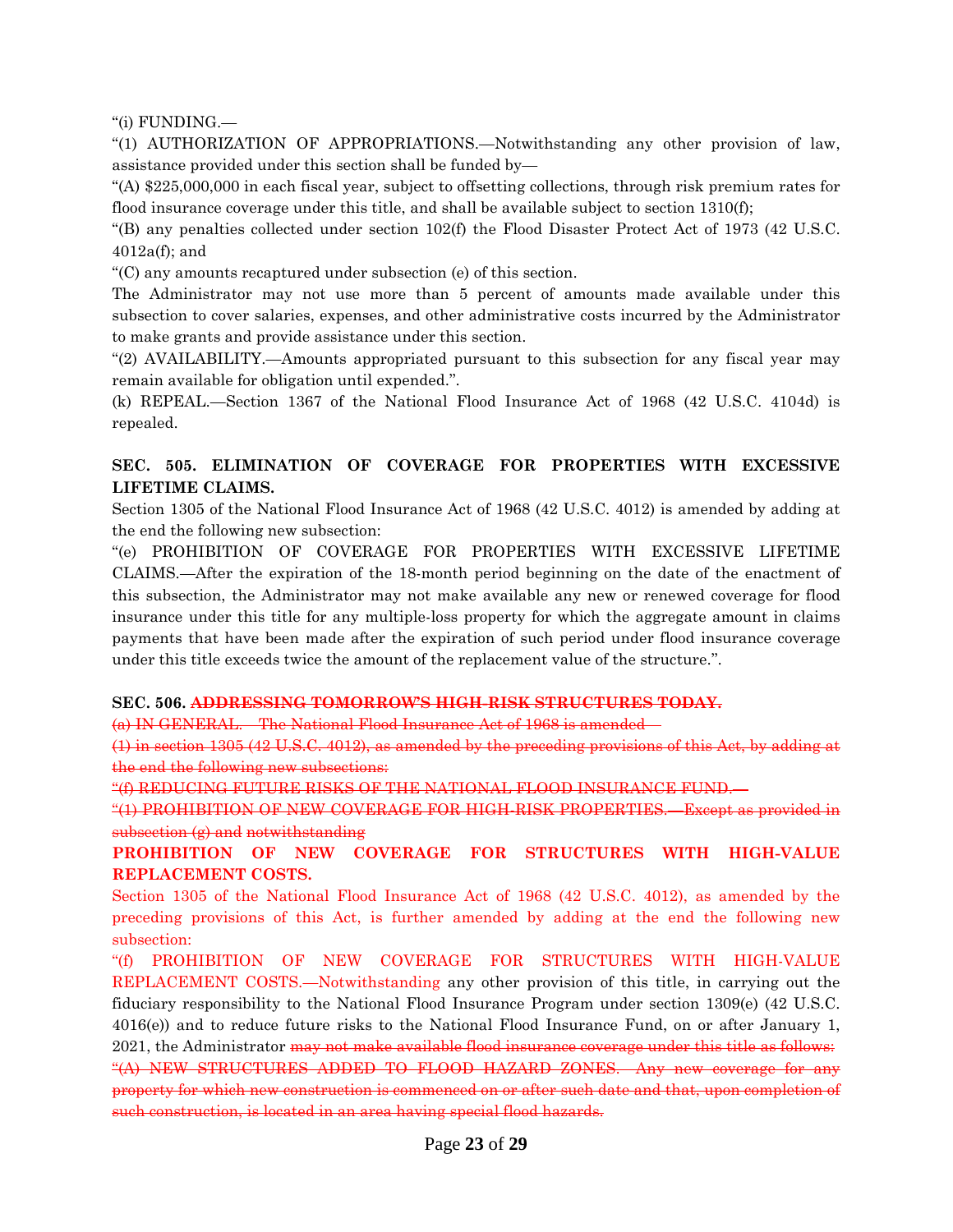"(i) FUNDING.—

"(1) AUTHORIZATION OF APPROPRIATIONS.—Notwithstanding any other provision of law, assistance provided under this section shall be funded by—

"(A) $225,000,000 in each fiscal year, subject to offsetting collections, through risk premium rates for flood insurance coverage under this title, and shall be available subject to section 1310(f);

"(B) any penalties collected under section 102(f) the Flood Disaster Protect Act of 1973 (42 U.S.C. 4012a(f); and

"(C) any amounts recaptured under subsection (e) of this section.

The Administrator may not use more than 5 percent of amounts made available under this subsection to cover salaries, expenses, and other administrative costs incurred by the Administrator to make grants and provide assistance under this section.

"(2) AVAILABILITY.—Amounts appropriated pursuant to this subsection for any fiscal year may remain available for obligation until expended.".

(k) REPEAL.—Section 1367 of the National Flood Insurance Act of 1968 (42 U.S.C. 4104d) is repealed.

**SEC. 505. ELIMINATION OF COVERAGE FOR PROPERTIES WITH EXCESSIVE LIFETIME CLAIMS.**

Section 1305 of the National Flood Insurance Act of 1968 (42 U.S.C. 4012) is amended by adding at the end the following new subsection:

"(e) PROHIBITION OF COVERAGE FOR PROPERTIES WITH EXCESSIVE LIFETIME CLAIMS.—After the expiration of the 18-month period beginning on the date of the enactment of this subsection, the Administrator may not make available any new or renewed coverage for flood insurance under this title for any multiple-loss property for which the aggregate amount in claims payments that have been made after the expiration of such period under flood insurance coverage under this title exceeds twice the amount of the replacement value of the structure.".

**SEC. 506. ~~ADDRESSING TOMORROW'S HIGH-RISK STRUCTURES TODAY.~~**

~~(a) IN GENERAL.—The National Flood Insurance Act of 1968 is amended—~~

~~(1) in section 1305 (42 U.S.C. 4012), as amended by the preceding provisions of this Act, by adding at the end the following new subsections:~~

~~"(f) REDUCING FUTURE RISKS OF THE NATIONAL FLOOD INSURANCE FUND.—~~

~~"(1) PROHIBITION OF NEW COVERAGE FOR HIGH-RISK PROPERTIES.—Except as provided in subsection (g) and notwithstanding~~

**PROHIBITION OF NEW COVERAGE FOR STRUCTURES WITH HIGH-VALUE REPLACEMENT COSTS.**

Section 1305 of the National Flood Insurance Act of 1968 (42 U.S.C. 4012), as amended by the preceding provisions of this Act, is further amended by adding at the end the following new subsection:

"(f) PROHIBITION OF NEW COVERAGE FOR STRUCTURES WITH HIGH-VALUE REPLACEMENT COSTS.—Notwithstanding any other provision of this title, in carrying out the fiduciary responsibility to the National Flood Insurance Program under section 1309(e) (42 U.S.C. 4016(e)) and to reduce future risks to the National Flood Insurance Fund, on or after January 1, 2021, the Administrator ~~may not make available flood insurance coverage under this title as follows:~~

~~"(A) NEW STRUCTURES ADDED TO FLOOD HAZARD ZONES.—Any new coverage for any property for which new construction is commenced on or after such date and that, upon completion of such construction, is located in an area having special flood hazards.~~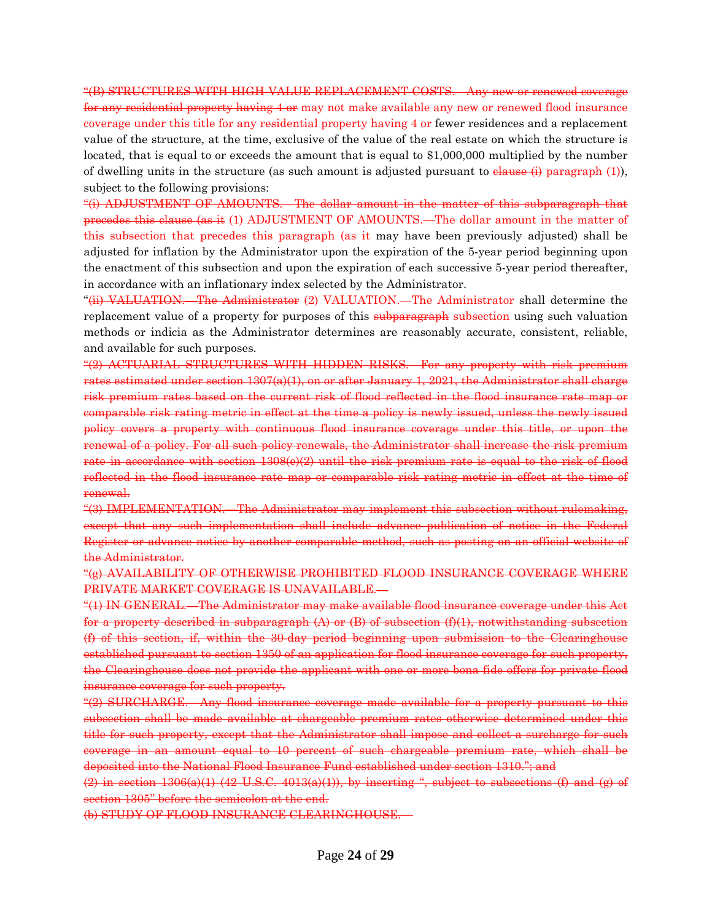~~"(B) STRUCTURES WITH HIGH VALUE REPLACEMENT COSTS.—Any new or renewed coverage for any residential property having 4 or~~ may not make available any new or renewed flood insurance coverage under this title for any residential property having 4 or fewer residences and a replacement value of the structure, at the time, exclusive of the value of the real estate on which the structure is located, that is equal to or exceeds the amount that is equal to $1,000,000 multiplied by the number of dwelling units in the structure (as such amount is adjusted pursuant to ~~clause (i)~~ paragraph (1)), subject to the following provisions:

~~"(i) ADJUSTMENT OF AMOUNTS.—The dollar amount in the matter of this subparagraph that precedes this clause (as it~~ (1) ADJUSTMENT OF AMOUNTS.—The dollar amount in the matter of this subsection that precedes this paragraph (as it may have been previously adjusted) shall be adjusted for inflation by the Administrator upon the expiration of the 5-year period beginning upon the enactment of this subsection and upon the expiration of each successive 5-year period thereafter, in accordance with an inflationary index selected by the Administrator.

"~~(ii) VALUATION.—The Administrator~~ (2) VALUATION.—The Administrator shall determine the replacement value of a property for purposes of this ~~subparagraph~~ subsection using such valuation methods or indicia as the Administrator determines are reasonably accurate, consistent, reliable, and available for such purposes.

~~"(2) ACTUARIAL STRUCTURES WITH HIDDEN RISKS.—For any property with risk premium rates estimated under section 1307(a)(1), on or after January 1, 2021, the Administrator shall charge risk premium rates based on the current risk of flood reflected in the flood insurance rate map or comparable risk rating metric in effect at the time a policy is newly issued, unless the newly issued policy covers a property with continuous flood insurance coverage under this title, or upon the renewal of a policy. For all such policy renewals, the Administrator shall increase the risk premium rate in accordance with section 1308(e)(2) until the risk premium rate is equal to the risk of flood reflected in the flood insurance rate map or comparable risk rating metric in effect at the time of renewal.~~

~~"(3) IMPLEMENTATION.—The Administrator may implement this subsection without rulemaking, except that any such implementation shall include advance publication of notice in the Federal Register or advance notice by another comparable method, such as posting on an official website of the Administrator.~~

~~"(g) AVAILABILITY OF OTHERWISE PROHIBITED FLOOD INSURANCE COVERAGE WHERE PRIVATE MARKET COVERAGE IS UNAVAILABLE.—~~

~~"(1) IN GENERAL.—The Administrator may make available flood insurance coverage under this Act for a property described in subparagraph (A) or (B) of subsection (f)(1), notwithstanding subsection (f) of this section, if, within the 30-day period beginning upon submission to the Clearinghouse established pursuant to section 1350 of an application for flood insurance coverage for such property, the Clearinghouse does not provide the applicant with one or more bona fide offers for private flood insurance coverage for such property.~~

~~"(2) SURCHARGE.—Any flood insurance coverage made available for a property pursuant to this subsection shall be made available at chargeable premium rates otherwise determined under this title for such property, except that the Administrator shall impose and collect a surcharge for such coverage in an amount equal to 10 percent of such chargeable premium rate, which shall be deposited into the National Flood Insurance Fund established under section 1310."; and~~

~~(2) in section 1306(a)(1) (42 U.S.C. 4013(a)(1)), by inserting ", subject to subsections (f) and (g) of section 1305" before the semicolon at the end.~~

~~(b) STUDY OF FLOOD INSURANCE CLEARINGHOUSE.—~~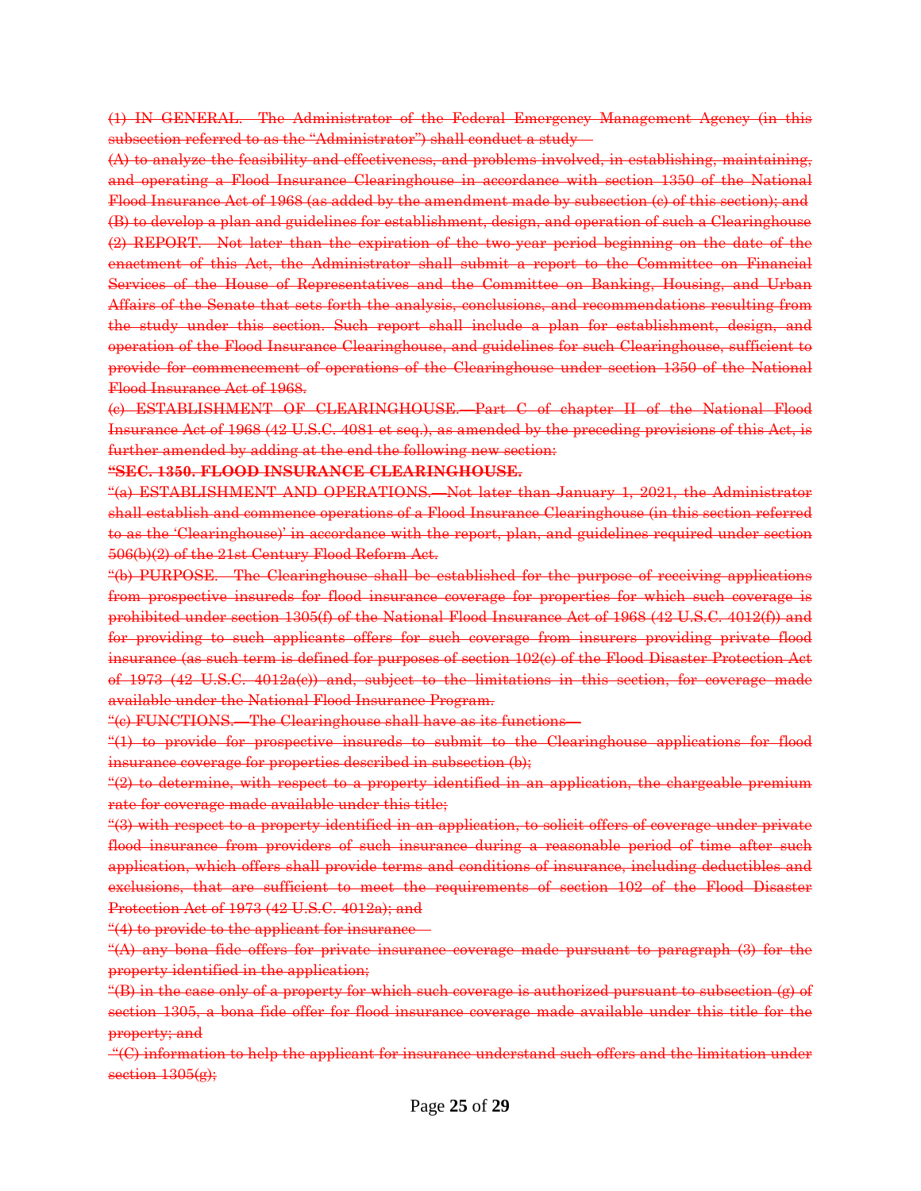~~(1) IN GENERAL. The Administrator of the Federal Emergency Management Agency (in this subsection referred to as the "Administrator") shall conduct a study—~~

~~(A) to analyze the feasibility and effectiveness, and problems involved, in establishing, maintaining, and operating a Flood Insurance Clearinghouse in accordance with section 1350 of the National Flood Insurance Act of 1968 (as added by the amendment made by subsection (c) of this section); and~~

~~(B) to develop a plan and guidelines for establishment, design, and operation of such a Clearinghouse~~

~~(2) REPORT. Not later than the expiration of the two-year period beginning on the date of the enactment of this Act, the Administrator shall submit a report to the Committee on Financial Services of the House of Representatives and the Committee on Banking, Housing, and Urban Affairs of the Senate that sets forth the analysis, conclusions, and recommendations resulting from the study under this section. Such report shall include a plan for establishment, design, and operation of the Flood Insurance Clearinghouse, and guidelines for such Clearinghouse, sufficient to provide for commencement of operations of the Clearinghouse under section 1350 of the National Flood Insurance Act of 1968.~~

~~(c) ESTABLISHMENT OF CLEARINGHOUSE.—Part C of chapter II of the National Flood Insurance Act of 1968 (42 U.S.C. 4081 et seq.), as amended by the preceding provisions of this Act, is further amended by adding at the end the following new section:~~

~~**"SEC. 1350. FLOOD INSURANCE CLEARINGHOUSE.**~~

~~"(a) ESTABLISHMENT AND OPERATIONS.—Not later than January 1, 2021, the Administrator shall establish and commence operations of a Flood Insurance Clearinghouse (in this section referred to as the 'Clearinghouse)' in accordance with the report, plan, and guidelines required under section 506(b)(2) of the 21st Century Flood Reform Act.~~

~~"(b) PURPOSE. The Clearinghouse shall be established for the purpose of receiving applications from prospective insureds for flood insurance coverage for properties for which such coverage is prohibited under section 1305(f) of the National Flood Insurance Act of 1968 (42 U.S.C. 4012(f)) and for providing to such applicants offers for such coverage from insurers providing private flood insurance (as such term is defined for purposes of section 102(c) of the Flood Disaster Protection Act of 1973 (42 U.S.C. 4012a(c)) and, subject to the limitations in this section, for coverage made available under the National Flood Insurance Program.~~

~~"(c) FUNCTIONS.—The Clearinghouse shall have as its functions—~~

~~"(1) to provide for prospective insureds to submit to the Clearinghouse applications for flood insurance coverage for properties described in subsection (b);~~

~~"(2) to determine, with respect to a property identified in an application, the chargeable premium rate for coverage made available under this title;~~

~~"(3) with respect to a property identified in an application, to solicit offers of coverage under private flood insurance from providers of such insurance during a reasonable period of time after such application, which offers shall provide terms and conditions of insurance, including deductibles and exclusions, that are sufficient to meet the requirements of section 102 of the Flood Disaster Protection Act of 1973 (42 U.S.C. 4012a); and~~

~~"(4) to provide to the applicant for insurance—~~

~~"(A) any bona fide offers for private insurance coverage made pursuant to paragraph (3) for the property identified in the application;~~

~~"(B) in the case only of a property for which such coverage is authorized pursuant to subsection (g) of section 1305, a bona fide offer for flood insurance coverage made available under this title for the property; and~~

~~"(C) information to help the applicant for insurance understand such offers and the limitation under section 1305(g);~~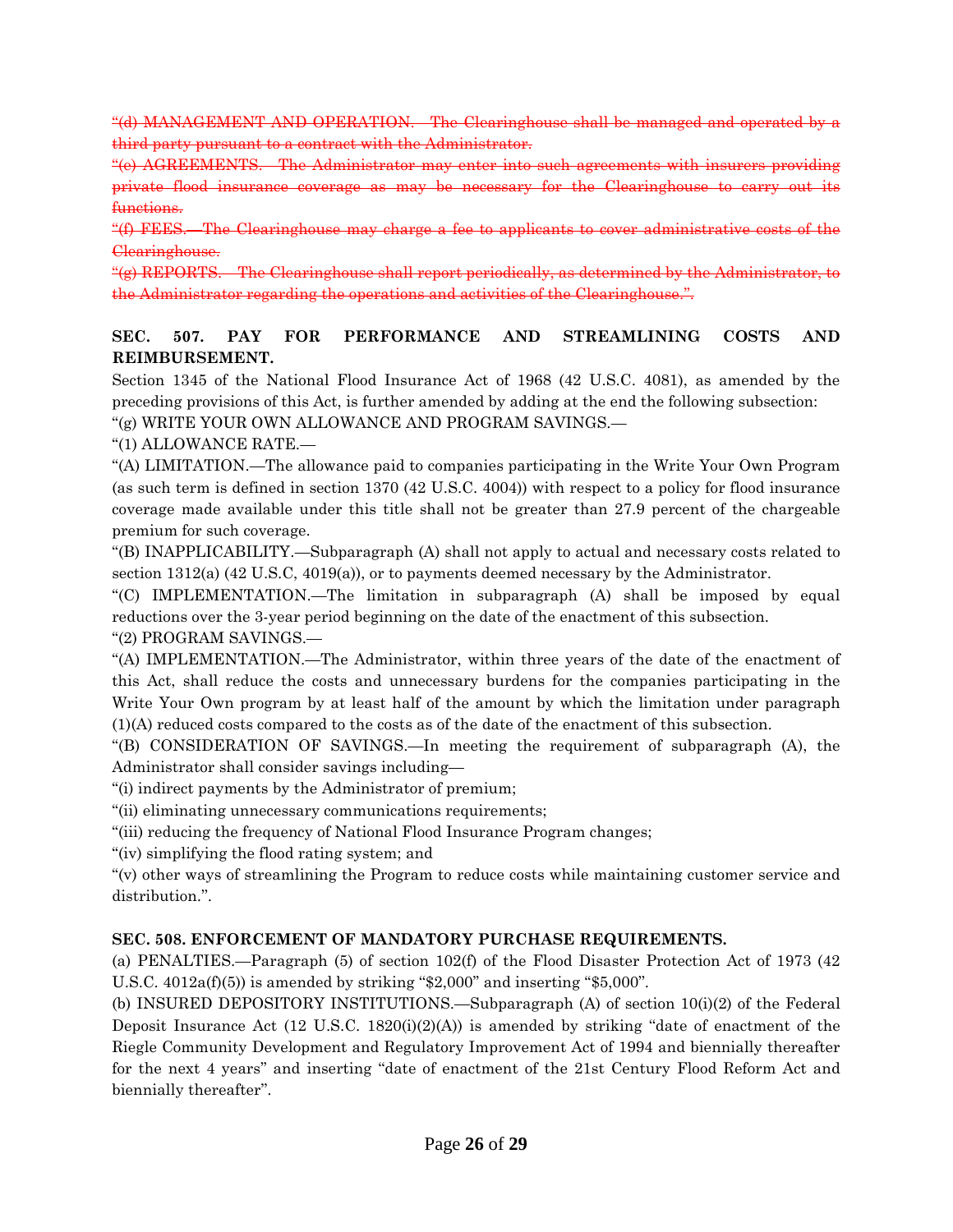~~“(d) MANAGEMENT AND OPERATION.—The Clearinghouse shall be managed and operated by a third party pursuant to a contract with the Administrator.~~

~~“(e) AGREEMENTS.—The Administrator may enter into such agreements with insurers providing private flood insurance coverage as may be necessary for the Clearinghouse to carry out its functions.~~

~~“(f) FEES.—The Clearinghouse may charge a fee to applicants to cover administrative costs of the Clearinghouse.~~

~~“(g) REPORTS.—The Clearinghouse shall report periodically, as determined by the Administrator, to the Administrator regarding the operations and activities of the Clearinghouse.”.~~

**SEC. 507. PAY FOR PERFORMANCE AND STREAMLINING COSTS AND REIMBURSEMENT.**

Section 1345 of the National Flood Insurance Act of 1968 (42 U.S.C. 4081), as amended by the preceding provisions of this Act, is further amended by adding at the end the following subsection:

“(g) WRITE YOUR OWN ALLOWANCE AND PROGRAM SAVINGS.—

“(1) ALLOWANCE RATE.—

“(A) LIMITATION.—The allowance paid to companies participating in the Write Your Own Program (as such term is defined in section 1370 (42 U.S.C. 4004)) with respect to a policy for flood insurance coverage made available under this title shall not be greater than 27.9 percent of the chargeable premium for such coverage.

“(B) INAPPLICABILITY.—Subparagraph (A) shall not apply to actual and necessary costs related to section 1312(a) (42 U.S.C, 4019(a)), or to payments deemed necessary by the Administrator.

“(C) IMPLEMENTATION.—The limitation in subparagraph (A) shall be imposed by equal reductions over the 3-year period beginning on the date of the enactment of this subsection.

“(2) PROGRAM SAVINGS.—

“(A) IMPLEMENTATION.—The Administrator, within three years of the date of the enactment of this Act, shall reduce the costs and unnecessary burdens for the companies participating in the Write Your Own program by at least half of the amount by which the limitation under paragraph (1)(A) reduced costs compared to the costs as of the date of the enactment of this subsection.

“(B) CONSIDERATION OF SAVINGS.—In meeting the requirement of subparagraph (A), the Administrator shall consider savings including—

“(i) indirect payments by the Administrator of premium;

“(ii) eliminating unnecessary communications requirements;

“(iii) reducing the frequency of National Flood Insurance Program changes;

“(iv) simplifying the flood rating system; and

“(v) other ways of streamlining the Program to reduce costs while maintaining customer service and distribution.”.

**SEC. 508. ENFORCEMENT OF MANDATORY PURCHASE REQUIREMENTS.**

(a) PENALTIES.—Paragraph (5) of section 102(f) of the Flood Disaster Protection Act of 1973 (42 U.S.C. 4012a(f)(5)) is amended by striking “$2,000” and inserting “$5,000”.

(b) INSURED DEPOSITORY INSTITUTIONS.—Subparagraph (A) of section 10(i)(2) of the Federal Deposit Insurance Act (12 U.S.C. 1820(i)(2)(A)) is amended by striking “date of enactment of the Riegle Community Development and Regulatory Improvement Act of 1994 and biennially thereafter for the next 4 years” and inserting “date of enactment of the 21st Century Flood Reform Act and biennially thereafter”.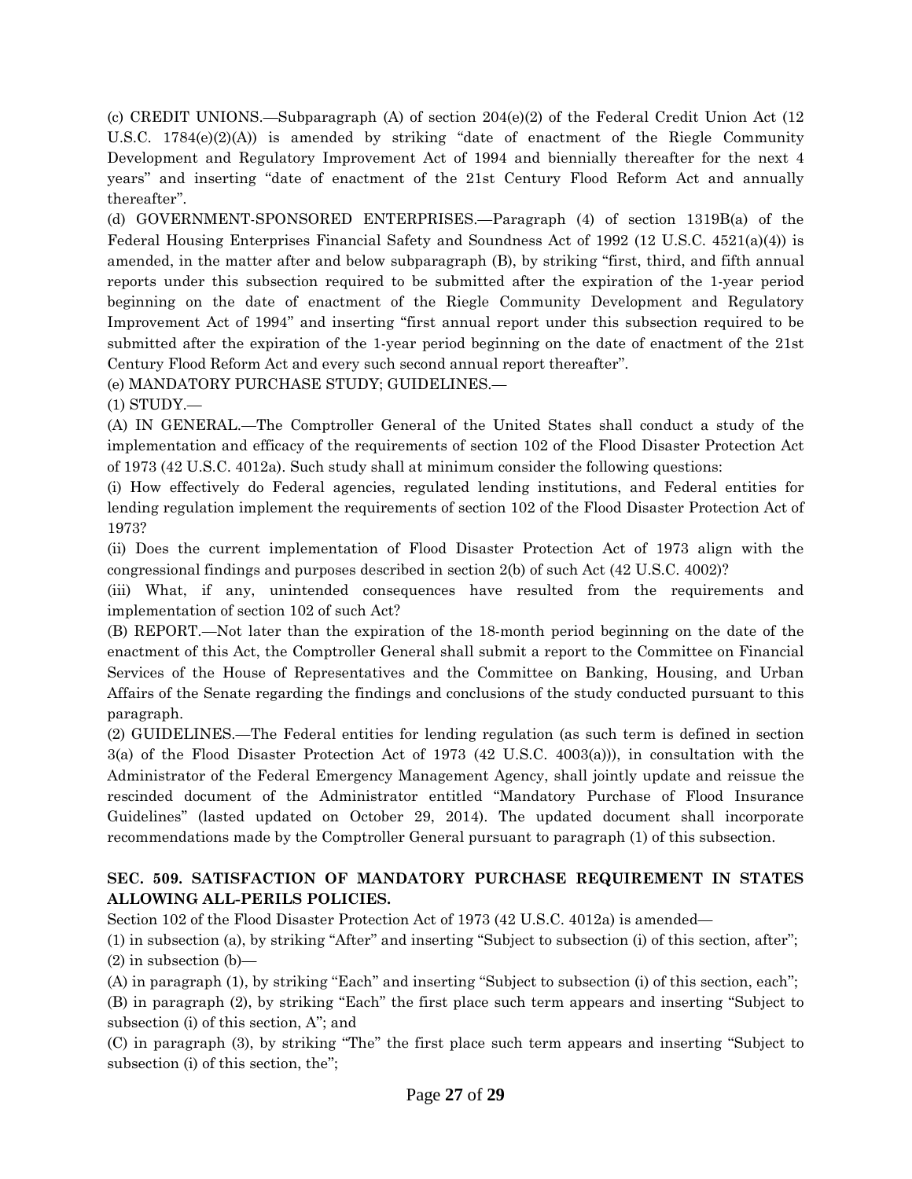(c) CREDIT UNIONS.—Subparagraph (A) of section 204(e)(2) of the Federal Credit Union Act (12 U.S.C. 1784(e)(2)(A)) is amended by striking "date of enactment of the Riegle Community Development and Regulatory Improvement Act of 1994 and biennially thereafter for the next 4 years" and inserting "date of enactment of the 21st Century Flood Reform Act and annually thereafter".

(d) GOVERNMENT-SPONSORED ENTERPRISES.—Paragraph (4) of section 1319B(a) of the Federal Housing Enterprises Financial Safety and Soundness Act of 1992 (12 U.S.C. 4521(a)(4)) is amended, in the matter after and below subparagraph (B), by striking "first, third, and fifth annual reports under this subsection required to be submitted after the expiration of the 1-year period beginning on the date of enactment of the Riegle Community Development and Regulatory Improvement Act of 1994" and inserting "first annual report under this subsection required to be submitted after the expiration of the 1-year period beginning on the date of enactment of the 21st Century Flood Reform Act and every such second annual report thereafter".

(e) MANDATORY PURCHASE STUDY; GUIDELINES.—

(1) STUDY.—

(A) IN GENERAL.—The Comptroller General of the United States shall conduct a study of the implementation and efficacy of the requirements of section 102 of the Flood Disaster Protection Act of 1973 (42 U.S.C. 4012a). Such study shall at minimum consider the following questions:

(i) How effectively do Federal agencies, regulated lending institutions, and Federal entities for lending regulation implement the requirements of section 102 of the Flood Disaster Protection Act of 1973?

(ii) Does the current implementation of Flood Disaster Protection Act of 1973 align with the congressional findings and purposes described in section 2(b) of such Act (42 U.S.C. 4002)?

(iii) What, if any, unintended consequences have resulted from the requirements and implementation of section 102 of such Act?

(B) REPORT.—Not later than the expiration of the 18-month period beginning on the date of the enactment of this Act, the Comptroller General shall submit a report to the Committee on Financial Services of the House of Representatives and the Committee on Banking, Housing, and Urban Affairs of the Senate regarding the findings and conclusions of the study conducted pursuant to this paragraph.

(2) GUIDELINES.—The Federal entities for lending regulation (as such term is defined in section 3(a) of the Flood Disaster Protection Act of 1973 (42 U.S.C. 4003(a))), in consultation with the Administrator of the Federal Emergency Management Agency, shall jointly update and reissue the rescinded document of the Administrator entitled "Mandatory Purchase of Flood Insurance Guidelines" (lasted updated on October 29, 2014). The updated document shall incorporate recommendations made by the Comptroller General pursuant to paragraph (1) of this subsection.

**SEC. 509. SATISFACTION OF MANDATORY PURCHASE REQUIREMENT IN STATES ALLOWING ALL-PERILS POLICIES.**

Section 102 of the Flood Disaster Protection Act of 1973 (42 U.S.C. 4012a) is amended—

(1) in subsection (a), by striking "After" and inserting "Subject to subsection (i) of this section, after";

(2) in subsection (b)—

(A) in paragraph (1), by striking "Each" and inserting "Subject to subsection (i) of this section, each";

(B) in paragraph (2), by striking "Each" the first place such term appears and inserting "Subject to subsection (i) of this section, A"; and

(C) in paragraph (3), by striking "The" the first place such term appears and inserting "Subject to subsection (i) of this section, the";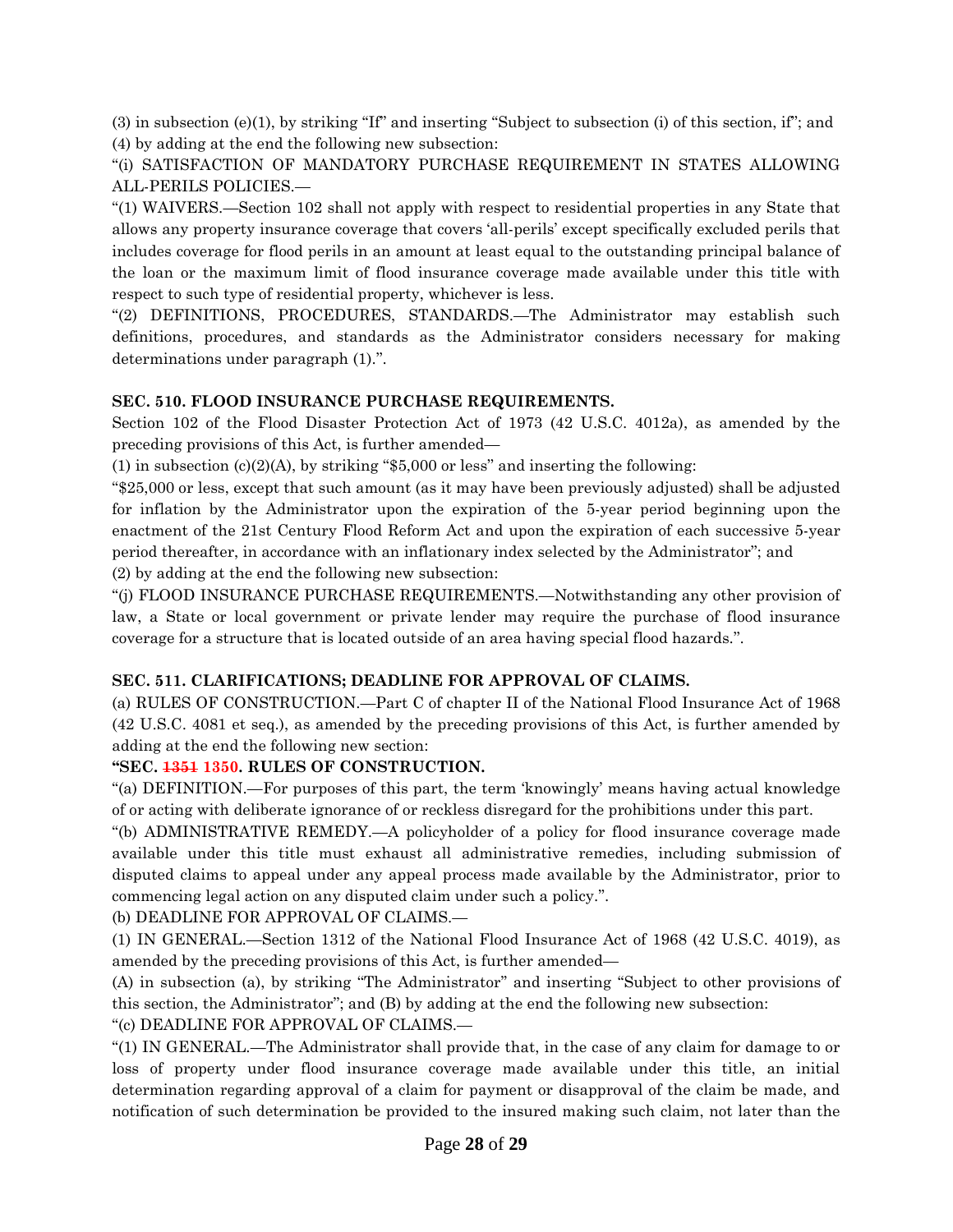(3) in subsection (e)(1), by striking "If" and inserting "Subject to subsection (i) of this section, if"; and

(4) by adding at the end the following new subsection:

"(i) SATISFACTION OF MANDATORY PURCHASE REQUIREMENT IN STATES ALLOWING ALL-PERILS POLICIES.—

"(1) WAIVERS.—Section 102 shall not apply with respect to residential properties in any State that allows any property insurance coverage that covers 'all-perils' except specifically excluded perils that includes coverage for flood perils in an amount at least equal to the outstanding principal balance of the loan or the maximum limit of flood insurance coverage made available under this title with respect to such type of residential property, whichever is less.

"(2) DEFINITIONS, PROCEDURES, STANDARDS.—The Administrator may establish such definitions, procedures, and standards as the Administrator considers necessary for making determinations under paragraph (1).".

**SEC. 510. FLOOD INSURANCE PURCHASE REQUIREMENTS.**

Section 102 of the Flood Disaster Protection Act of 1973 (42 U.S.C. 4012a), as amended by the preceding provisions of this Act, is further amended—

(1) in subsection (c)(2)(A), by striking "$5,000 or less" and inserting the following:

"$25,000 or less, except that such amount (as it may have been previously adjusted) shall be adjusted for inflation by the Administrator upon the expiration of the 5-year period beginning upon the enactment of the 21st Century Flood Reform Act and upon the expiration of each successive 5-year period thereafter, in accordance with an inflationary index selected by the Administrator"; and

(2) by adding at the end the following new subsection:

"(j) FLOOD INSURANCE PURCHASE REQUIREMENTS.—Notwithstanding any other provision of law, a State or local government or private lender may require the purchase of flood insurance coverage for a structure that is located outside of an area having special flood hazards.".

**SEC. 511. CLARIFICATIONS; DEADLINE FOR APPROVAL OF CLAIMS.**

(a) RULES OF CONSTRUCTION.—Part C of chapter II of the National Flood Insurance Act of 1968 (42 U.S.C. 4081 et seq.), as amended by the preceding provisions of this Act, is further amended by adding at the end the following new section:

**"SEC. ~~1351~~ 1350. RULES OF CONSTRUCTION.**

"(a) DEFINITION.—For purposes of this part, the term 'knowingly' means having actual knowledge of or acting with deliberate ignorance of or reckless disregard for the prohibitions under this part.

"(b) ADMINISTRATIVE REMEDY.—A policyholder of a policy for flood insurance coverage made available under this title must exhaust all administrative remedies, including submission of disputed claims to appeal under any appeal process made available by the Administrator, prior to commencing legal action on any disputed claim under such a policy.".

(b) DEADLINE FOR APPROVAL OF CLAIMS.—

(1) IN GENERAL.—Section 1312 of the National Flood Insurance Act of 1968 (42 U.S.C. 4019), as amended by the preceding provisions of this Act, is further amended—

(A) in subsection (a), by striking "The Administrator" and inserting "Subject to other provisions of this section, the Administrator"; and (B) by adding at the end the following new subsection:

"(c) DEADLINE FOR APPROVAL OF CLAIMS.—

"(1) IN GENERAL.—The Administrator shall provide that, in the case of any claim for damage to or loss of property under flood insurance coverage made available under this title, an initial determination regarding approval of a claim for payment or disapproval of the claim be made, and notification of such determination be provided to the insured making such claim, not later than the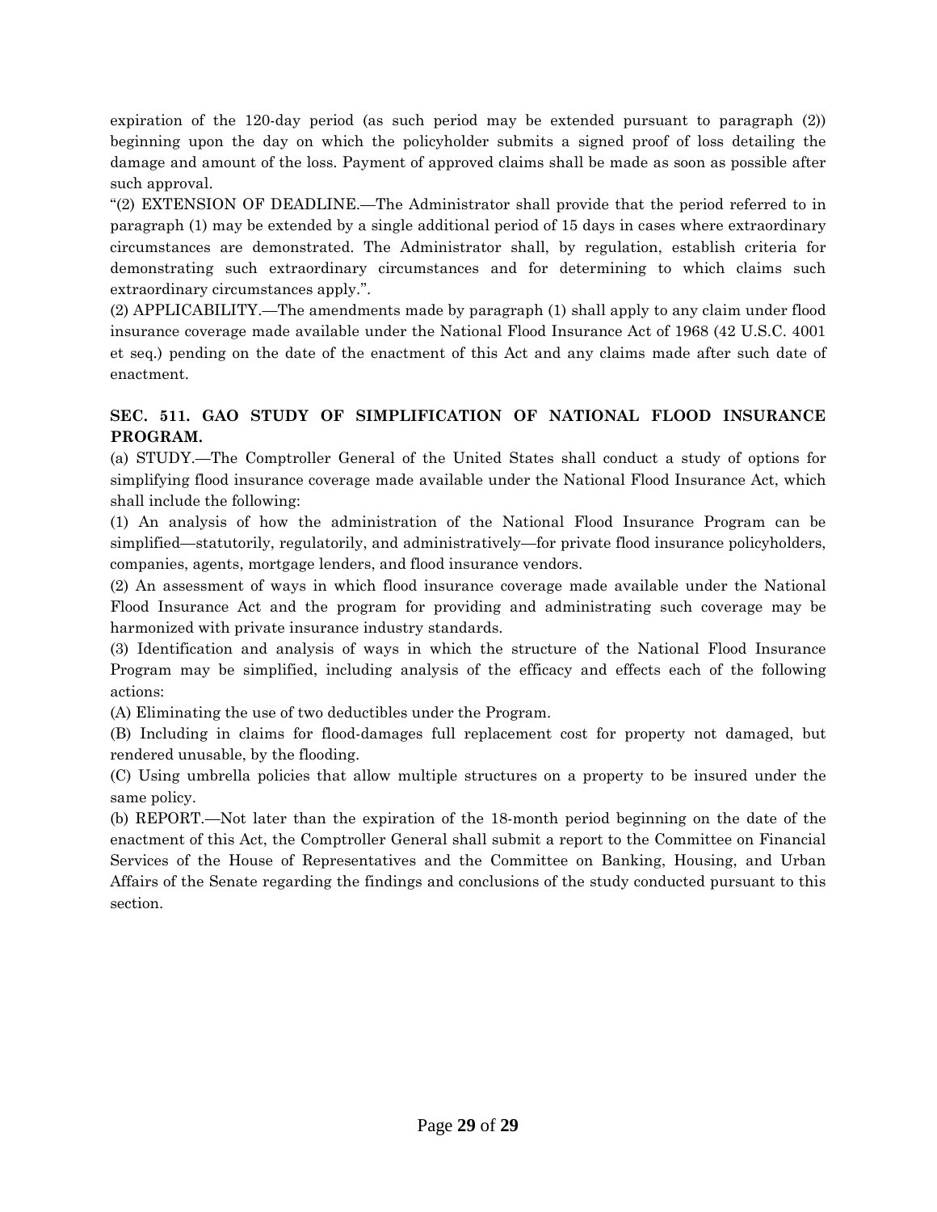expiration of the 120-day period (as such period may be extended pursuant to paragraph (2)) beginning upon the day on which the policyholder submits a signed proof of loss detailing the damage and amount of the loss. Payment of approved claims shall be made as soon as possible after such approval.

"(2) EXTENSION OF DEADLINE.—The Administrator shall provide that the period referred to in paragraph (1) may be extended by a single additional period of 15 days in cases where extraordinary circumstances are demonstrated. The Administrator shall, by regulation, establish criteria for demonstrating such extraordinary circumstances and for determining to which claims such extraordinary circumstances apply.".

(2) APPLICABILITY.—The amendments made by paragraph (1) shall apply to any claim under flood insurance coverage made available under the National Flood Insurance Act of 1968 (42 U.S.C. 4001 et seq.) pending on the date of the enactment of this Act and any claims made after such date of enactment.

**SEC. 511. GAO STUDY OF SIMPLIFICATION OF NATIONAL FLOOD INSURANCE PROGRAM.**

(a) STUDY.—The Comptroller General of the United States shall conduct a study of options for simplifying flood insurance coverage made available under the National Flood Insurance Act, which shall include the following:

(1) An analysis of how the administration of the National Flood Insurance Program can be simplified—statutorily, regulatorily, and administratively—for private flood insurance policyholders, companies, agents, mortgage lenders, and flood insurance vendors.

(2) An assessment of ways in which flood insurance coverage made available under the National Flood Insurance Act and the program for providing and administrating such coverage may be harmonized with private insurance industry standards.

(3) Identification and analysis of ways in which the structure of the National Flood Insurance Program may be simplified, including analysis of the efficacy and effects each of the following actions:

(A) Eliminating the use of two deductibles under the Program.

(B) Including in claims for flood-damages full replacement cost for property not damaged, but rendered unusable, by the flooding.

(C) Using umbrella policies that allow multiple structures on a property to be insured under the same policy.

(b) REPORT.—Not later than the expiration of the 18-month period beginning on the date of the enactment of this Act, the Comptroller General shall submit a report to the Committee on Financial Services of the House of Representatives and the Committee on Banking, Housing, and Urban Affairs of the Senate regarding the findings and conclusions of the study conducted pursuant to this section.